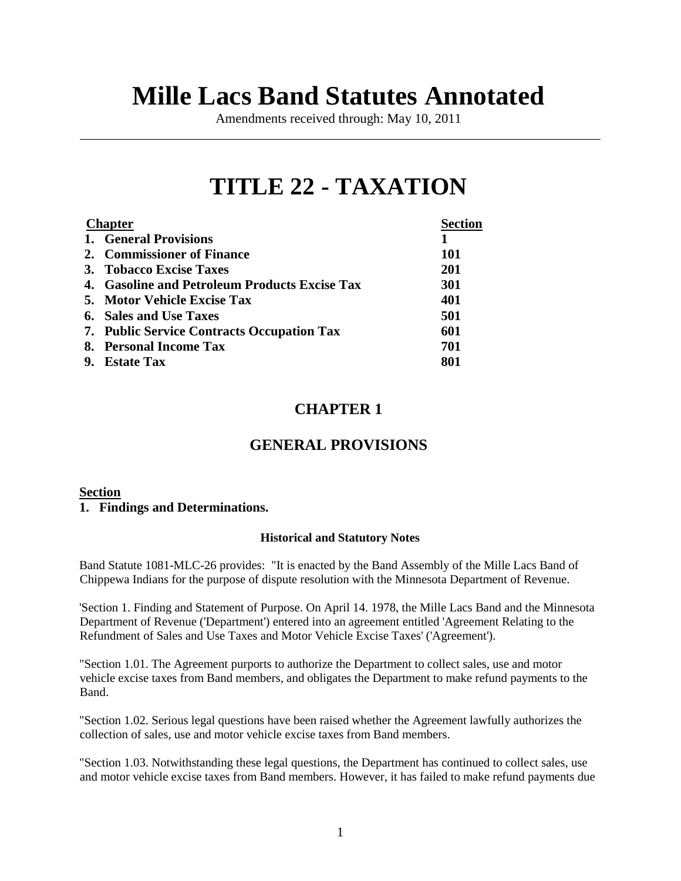# Mille Lacs Band Statutes Annotated

Amendments received through: May 10, 2011

---

# TITLE 22 - TAXATION

| Chapter | Section |
|---|---|
| 1. General Provisions | 1 |
| 2. Commissioner of Finance | 101 |
| 3. Tobacco Excise Taxes | 201 |
| 4. Gasoline and Petroleum Products Excise Tax | 301 |
| 5. Motor Vehicle Excise Tax | 401 |
| 6. Sales and Use Taxes | 501 |
| 7. Public Service Contracts Occupation Tax | 601 |
| 8. Personal Income Tax | 701 |
| 9. Estate Tax | 801 |

## CHAPTER 1

## GENERAL PROVISIONS

**Section**

**1. Findings and Determinations.**

#### Historical and Statutory Notes

Band Statute 1081-MLC-26 provides: "It is enacted by the Band Assembly of the Mille Lacs Band of Chippewa Indians for the purpose of dispute resolution with the Minnesota Department of Revenue.

'Section 1. Finding and Statement of Purpose. On April 14. 1978, the Mille Lacs Band and the Minnesota Department of Revenue ('Department') entered into an agreement entitled 'Agreement Relating to the Refundment of Sales and Use Taxes and Motor Vehicle Excise Taxes' ('Agreement').

"Section 1.01. The Agreement purports to authorize the Department to collect sales, use and motor vehicle excise taxes from Band members, and obligates the Department to make refund payments to the Band.

"Section 1.02. Serious legal questions have been raised whether the Agreement lawfully authorizes the collection of sales, use and motor vehicle excise taxes from Band members.

"Section 1.03. Notwithstanding these legal questions, the Department has continued to collect sales, use and motor vehicle excise taxes from Band members. However, it has failed to make refund payments due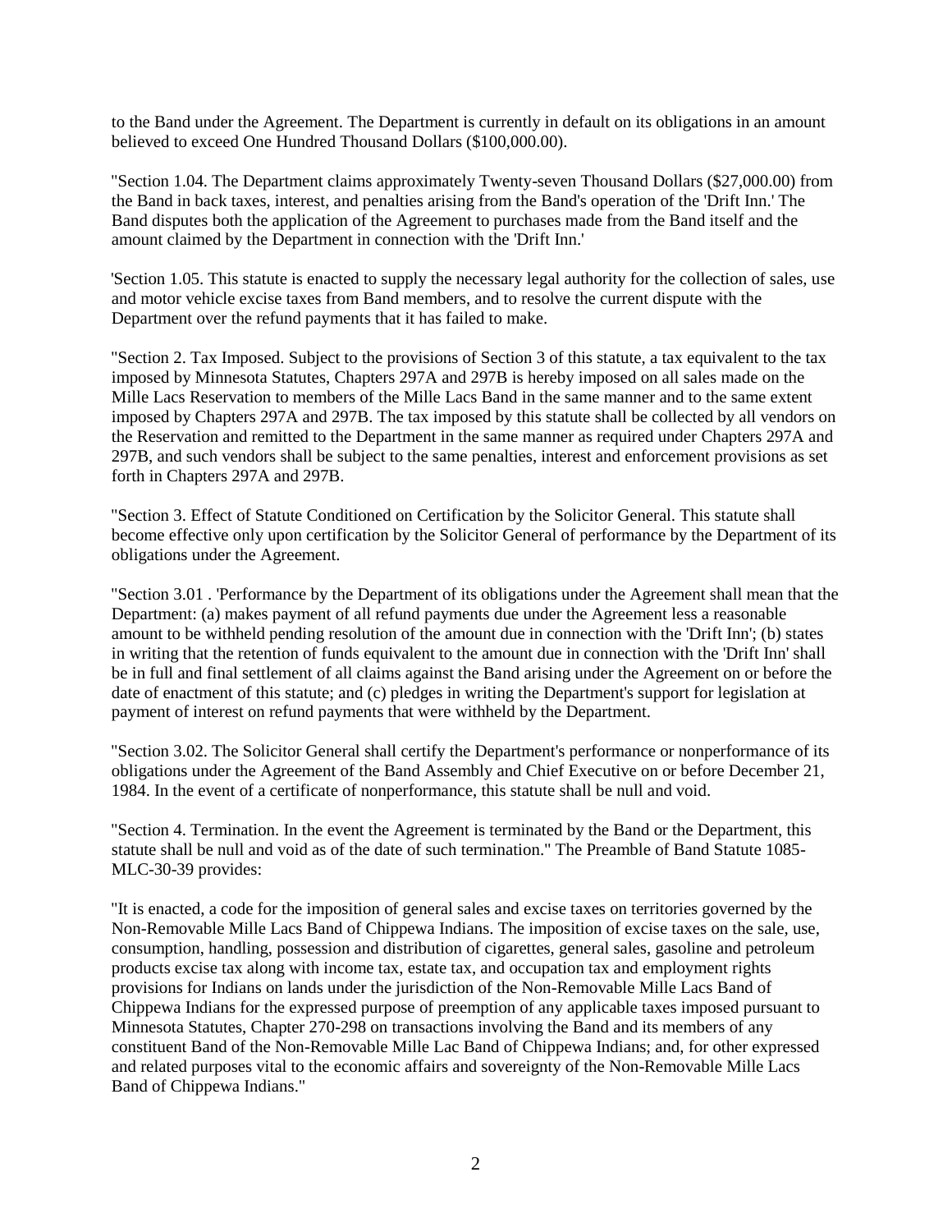to the Band under the Agreement. The Department is currently in default on its obligations in an amount believed to exceed One Hundred Thousand Dollars ($100,000.00).

"Section 1.04. The Department claims approximately Twenty-seven Thousand Dollars ($27,000.00) from the Band in back taxes, interest, and penalties arising from the Band's operation of the 'Drift Inn.' The Band disputes both the application of the Agreement to purchases made from the Band itself and the amount claimed by the Department in connection with the 'Drift Inn.'

'Section 1.05. This statute is enacted to supply the necessary legal authority for the collection of sales, use and motor vehicle excise taxes from Band members, and to resolve the current dispute with the Department over the refund payments that it has failed to make.

"Section 2. Tax Imposed. Subject to the provisions of Section 3 of this statute, a tax equivalent to the tax imposed by Minnesota Statutes, Chapters 297A and 297B is hereby imposed on all sales made on the Mille Lacs Reservation to members of the Mille Lacs Band in the same manner and to the same extent imposed by Chapters 297A and 297B. The tax imposed by this statute shall be collected by all vendors on the Reservation and remitted to the Department in the same manner as required under Chapters 297A and 297B, and such vendors shall be subject to the same penalties, interest and enforcement provisions as set forth in Chapters 297A and 297B.

"Section 3. Effect of Statute Conditioned on Certification by the Solicitor General. This statute shall become effective only upon certification by the Solicitor General of performance by the Department of its obligations under the Agreement.

"Section 3.01 . 'Performance by the Department of its obligations under the Agreement shall mean that the Department: (a) makes payment of all refund payments due under the Agreement less a reasonable amount to be withheld pending resolution of the amount due in connection with the 'Drift Inn'; (b) states in writing that the retention of funds equivalent to the amount due in connection with the 'Drift Inn' shall be in full and final settlement of all claims against the Band arising under the Agreement on or before the date of enactment of this statute; and (c) pledges in writing the Department's support for legislation at payment of interest on refund payments that were withheld by the Department.

"Section 3.02. The Solicitor General shall certify the Department's performance or nonperformance of its obligations under the Agreement of the Band Assembly and Chief Executive on or before December 21, 1984. In the event of a certificate of nonperformance, this statute shall be null and void.

"Section 4. Termination. In the event the Agreement is terminated by the Band or the Department, this statute shall be null and void as of the date of such termination." The Preamble of Band Statute 1085-MLC-30-39 provides:

"It is enacted, a code for the imposition of general sales and excise taxes on territories governed by the Non-Removable Mille Lacs Band of Chippewa Indians. The imposition of excise taxes on the sale, use, consumption, handling, possession and distribution of cigarettes, general sales, gasoline and petroleum products excise tax along with income tax, estate tax, and occupation tax and employment rights provisions for Indians on lands under the jurisdiction of the Non-Removable Mille Lacs Band of Chippewa Indians for the expressed purpose of preemption of any applicable taxes imposed pursuant to Minnesota Statutes, Chapter 270-298 on transactions involving the Band and its members of any constituent Band of the Non-Removable Mille Lac Band of Chippewa Indians; and, for other expressed and related purposes vital to the economic affairs and sovereignty of the Non-Removable Mille Lacs Band of Chippewa Indians."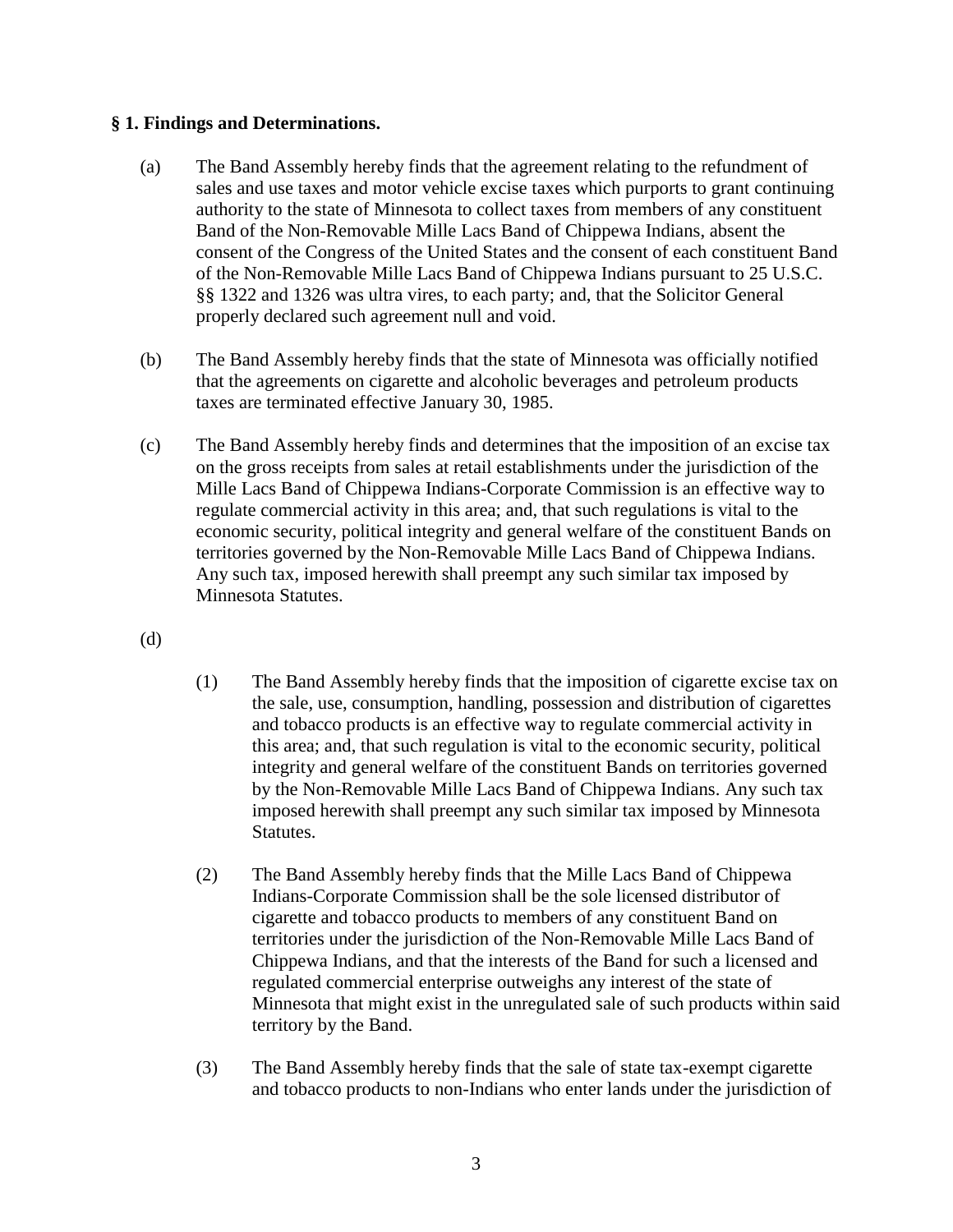**§ 1. Findings and Determinations.**

(a) The Band Assembly hereby finds that the agreement relating to the refundment of sales and use taxes and motor vehicle excise taxes which purports to grant continuing authority to the state of Minnesota to collect taxes from members of any constituent Band of the Non-Removable Mille Lacs Band of Chippewa Indians, absent the consent of the Congress of the United States and the consent of each constituent Band of the Non-Removable Mille Lacs Band of Chippewa Indians pursuant to 25 U.S.C. §§ 1322 and 1326 was ultra vires, to each party; and, that the Solicitor General properly declared such agreement null and void.

(b) The Band Assembly hereby finds that the state of Minnesota was officially notified that the agreements on cigarette and alcoholic beverages and petroleum products taxes are terminated effective January 30, 1985.

(c) The Band Assembly hereby finds and determines that the imposition of an excise tax on the gross receipts from sales at retail establishments under the jurisdiction of the Mille Lacs Band of Chippewa Indians-Corporate Commission is an effective way to regulate commercial activity in this area; and, that such regulations is vital to the economic security, political integrity and general welfare of the constituent Bands on territories governed by the Non-Removable Mille Lacs Band of Chippewa Indians. Any such tax, imposed herewith shall preempt any such similar tax imposed by Minnesota Statutes.

(d)

(1) The Band Assembly hereby finds that the imposition of cigarette excise tax on the sale, use, consumption, handling, possession and distribution of cigarettes and tobacco products is an effective way to regulate commercial activity in this area; and, that such regulation is vital to the economic security, political integrity and general welfare of the constituent Bands on territories governed by the Non-Removable Mille Lacs Band of Chippewa Indians. Any such tax imposed herewith shall preempt any such similar tax imposed by Minnesota Statutes.

(2) The Band Assembly hereby finds that the Mille Lacs Band of Chippewa Indians-Corporate Commission shall be the sole licensed distributor of cigarette and tobacco products to members of any constituent Band on territories under the jurisdiction of the Non-Removable Mille Lacs Band of Chippewa Indians, and that the interests of the Band for such a licensed and regulated commercial enterprise outweighs any interest of the state of Minnesota that might exist in the unregulated sale of such products within said territory by the Band.

(3) The Band Assembly hereby finds that the sale of state tax-exempt cigarette and tobacco products to non-Indians who enter lands under the jurisdiction of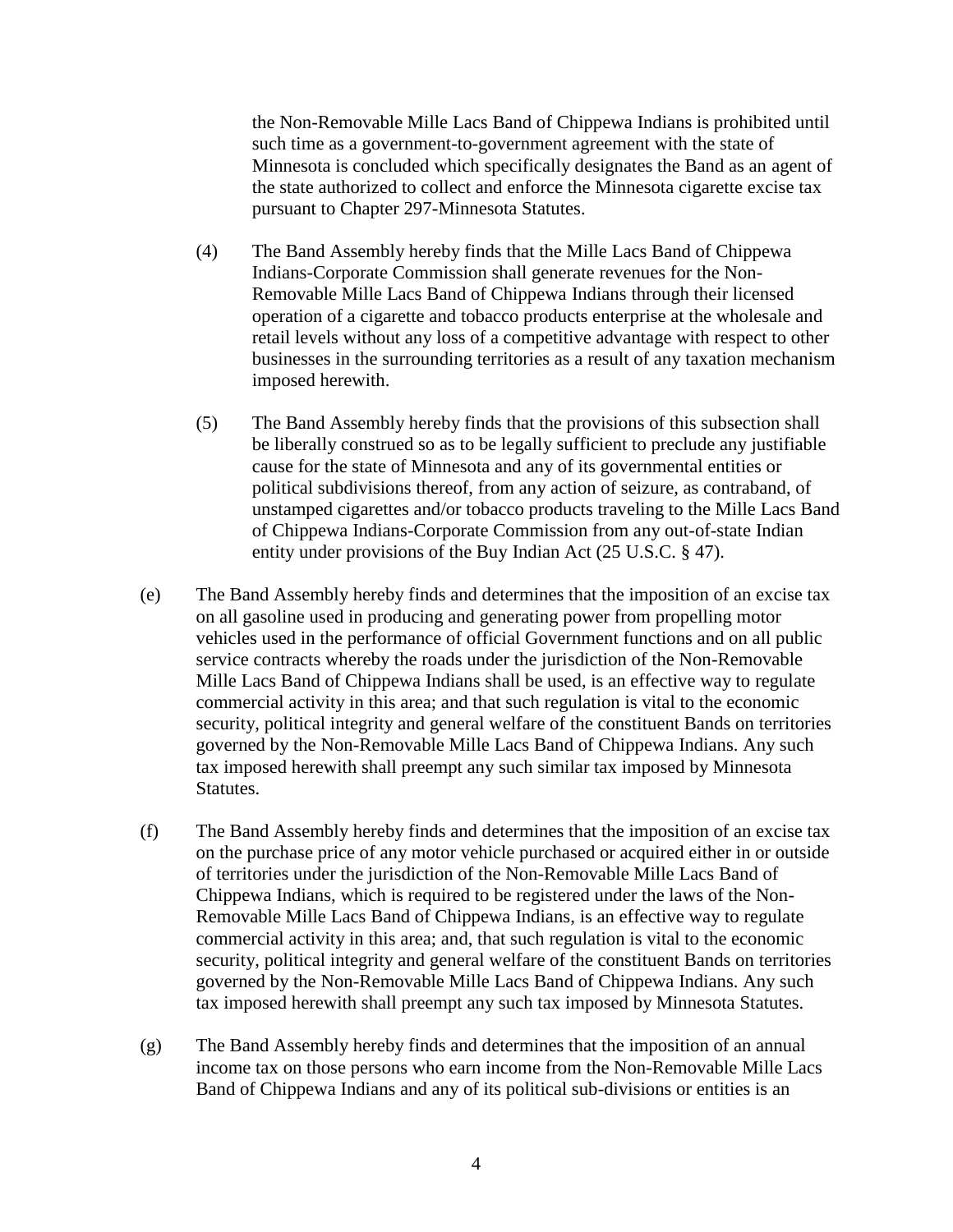the Non-Removable Mille Lacs Band of Chippewa Indians is prohibited until such time as a government-to-government agreement with the state of Minnesota is concluded which specifically designates the Band as an agent of the state authorized to collect and enforce the Minnesota cigarette excise tax pursuant to Chapter 297-Minnesota Statutes.

(4) The Band Assembly hereby finds that the Mille Lacs Band of Chippewa Indians-Corporate Commission shall generate revenues for the Non-Removable Mille Lacs Band of Chippewa Indians through their licensed operation of a cigarette and tobacco products enterprise at the wholesale and retail levels without any loss of a competitive advantage with respect to other businesses in the surrounding territories as a result of any taxation mechanism imposed herewith.

(5) The Band Assembly hereby finds that the provisions of this subsection shall be liberally construed so as to be legally sufficient to preclude any justifiable cause for the state of Minnesota and any of its governmental entities or political subdivisions thereof, from any action of seizure, as contraband, of unstamped cigarettes and/or tobacco products traveling to the Mille Lacs Band of Chippewa Indians-Corporate Commission from any out-of-state Indian entity under provisions of the Buy Indian Act (25 U.S.C. § 47).

(e) The Band Assembly hereby finds and determines that the imposition of an excise tax on all gasoline used in producing and generating power from propelling motor vehicles used in the performance of official Government functions and on all public service contracts whereby the roads under the jurisdiction of the Non-Removable Mille Lacs Band of Chippewa Indians shall be used, is an effective way to regulate commercial activity in this area; and that such regulation is vital to the economic security, political integrity and general welfare of the constituent Bands on territories governed by the Non-Removable Mille Lacs Band of Chippewa Indians. Any such tax imposed herewith shall preempt any such similar tax imposed by Minnesota Statutes.

(f) The Band Assembly hereby finds and determines that the imposition of an excise tax on the purchase price of any motor vehicle purchased or acquired either in or outside of territories under the jurisdiction of the Non-Removable Mille Lacs Band of Chippewa Indians, which is required to be registered under the laws of the Non-Removable Mille Lacs Band of Chippewa Indians, is an effective way to regulate commercial activity in this area; and, that such regulation is vital to the economic security, political integrity and general welfare of the constituent Bands on territories governed by the Non-Removable Mille Lacs Band of Chippewa Indians. Any such tax imposed herewith shall preempt any such tax imposed by Minnesota Statutes.

(g) The Band Assembly hereby finds and determines that the imposition of an annual income tax on those persons who earn income from the Non-Removable Mille Lacs Band of Chippewa Indians and any of its political sub-divisions or entities is an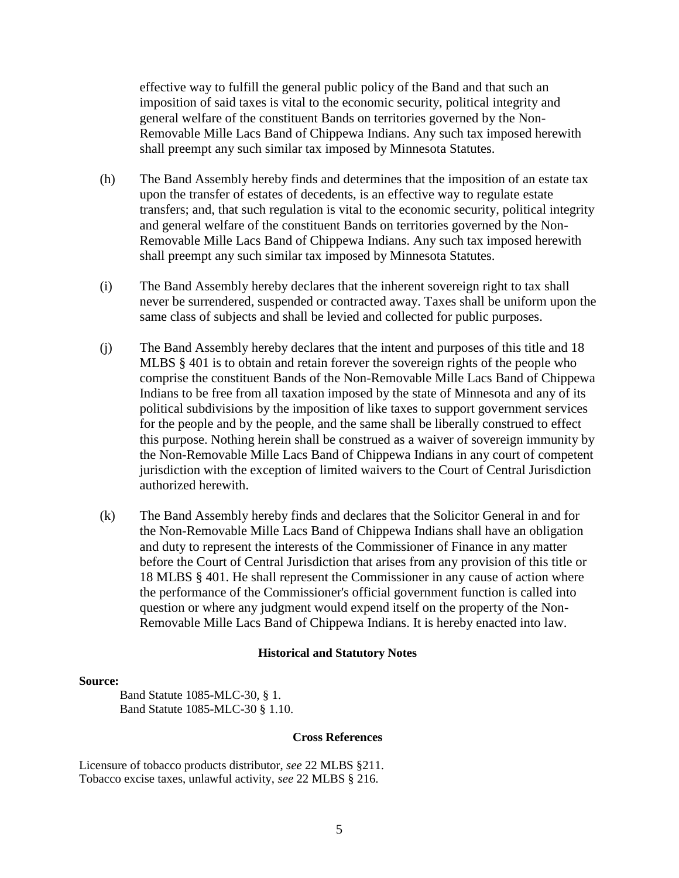effective way to fulfill the general public policy of the Band and that such an imposition of said taxes is vital to the economic security, political integrity and general welfare of the constituent Bands on territories governed by the Non-Removable Mille Lacs Band of Chippewa Indians. Any such tax imposed herewith shall preempt any such similar tax imposed by Minnesota Statutes.

(h) The Band Assembly hereby finds and determines that the imposition of an estate tax upon the transfer of estates of decedents, is an effective way to regulate estate transfers; and, that such regulation is vital to the economic security, political integrity and general welfare of the constituent Bands on territories governed by the Non-Removable Mille Lacs Band of Chippewa Indians. Any such tax imposed herewith shall preempt any such similar tax imposed by Minnesota Statutes.

(i) The Band Assembly hereby declares that the inherent sovereign right to tax shall never be surrendered, suspended or contracted away. Taxes shall be uniform upon the same class of subjects and shall be levied and collected for public purposes.

(j) The Band Assembly hereby declares that the intent and purposes of this title and 18 MLBS § 401 is to obtain and retain forever the sovereign rights of the people who comprise the constituent Bands of the Non-Removable Mille Lacs Band of Chippewa Indians to be free from all taxation imposed by the state of Minnesota and any of its political subdivisions by the imposition of like taxes to support government services for the people and by the people, and the same shall be liberally construed to effect this purpose. Nothing herein shall be construed as a waiver of sovereign immunity by the Non-Removable Mille Lacs Band of Chippewa Indians in any court of competent jurisdiction with the exception of limited waivers to the Court of Central Jurisdiction authorized herewith.

(k) The Band Assembly hereby finds and declares that the Solicitor General in and for the Non-Removable Mille Lacs Band of Chippewa Indians shall have an obligation and duty to represent the interests of the Commissioner of Finance in any matter before the Court of Central Jurisdiction that arises from any provision of this title or 18 MLBS § 401. He shall represent the Commissioner in any cause of action where the performance of the Commissioner's official government function is called into question or where any judgment would expend itself on the property of the Non-Removable Mille Lacs Band of Chippewa Indians. It is hereby enacted into law.

**Historical and Statutory Notes**

**Source:**

Band Statute 1085-MLC-30, § 1.
Band Statute 1085-MLC-30 § 1.10.

**Cross References**

Licensure of tobacco products distributor, *see* 22 MLBS §211.
Tobacco excise taxes, unlawful activity, *see* 22 MLBS § 216.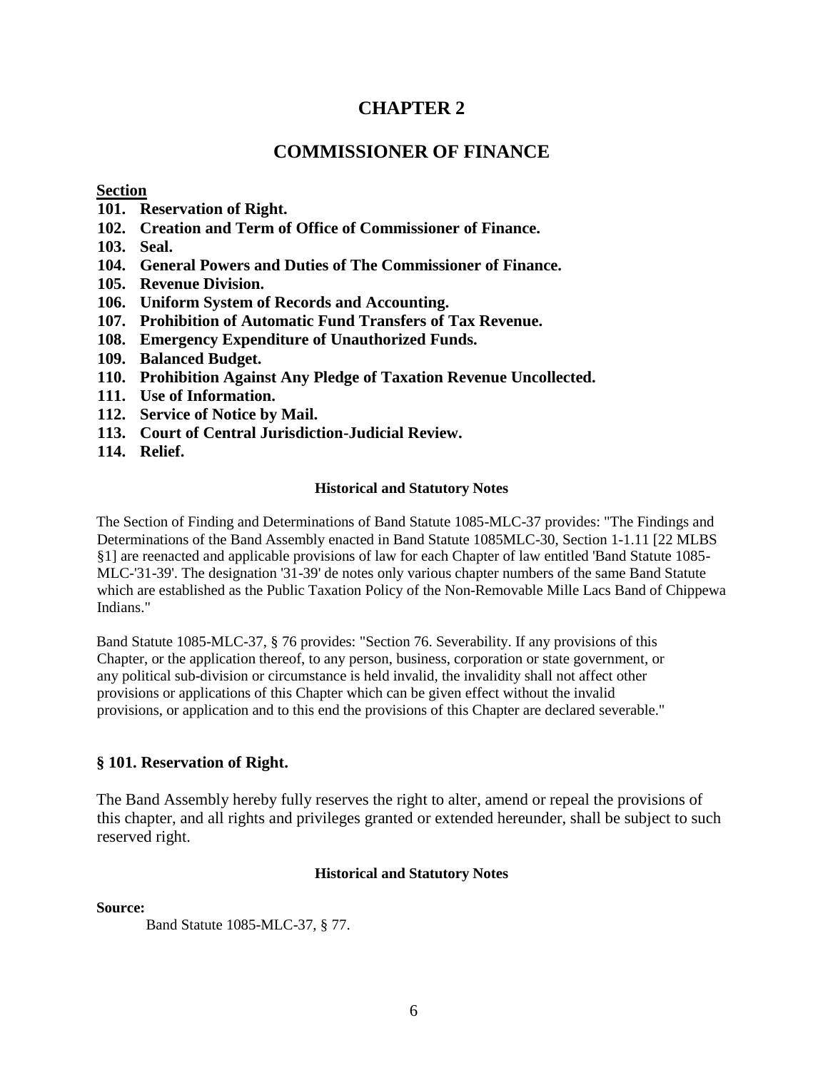# CHAPTER 2

# COMMISSIONER OF FINANCE

**Section**

**101. Reservation of Right.**
**102. Creation and Term of Office of Commissioner of Finance.**
**103. Seal.**
**104. General Powers and Duties of The Commissioner of Finance.**
**105. Revenue Division.**
**106. Uniform System of Records and Accounting.**
**107. Prohibition of Automatic Fund Transfers of Tax Revenue.**
**108. Emergency Expenditure of Unauthorized Funds.**
**109. Balanced Budget.**
**110. Prohibition Against Any Pledge of Taxation Revenue Uncollected.**
**111. Use of Information.**
**112. Service of Notice by Mail.**
**113. Court of Central Jurisdiction-Judicial Review.**
**114. Relief.**

**Historical and Statutory Notes**

The Section of Finding and Determinations of Band Statute 1085-MLC-37 provides: "The Findings and Determinations of the Band Assembly enacted in Band Statute 1085MLC-30, Section 1-1.11 [22 MLBS §1] are reenacted and applicable provisions of law for each Chapter of law entitled 'Band Statute 1085-MLC-'31-39'. The designation '31-39' de notes only various chapter numbers of the same Band Statute which are established as the Public Taxation Policy of the Non-Removable Mille Lacs Band of Chippewa Indians."

Band Statute 1085-MLC-37, § 76 provides: "Section 76. Severability. If any provisions of this Chapter, or the application thereof, to any person, business, corporation or state government, or any political sub-division or circumstance is held invalid, the invalidity shall not affect other provisions or applications of this Chapter which can be given effect without the invalid provisions, or application and to this end the provisions of this Chapter are declared severable."

### § 101. Reservation of Right.

The Band Assembly hereby fully reserves the right to alter, amend or repeal the provisions of this chapter, and all rights and privileges granted or extended hereunder, shall be subject to such reserved right.

**Historical and Statutory Notes**

**Source:**

Band Statute 1085-MLC-37, § 77.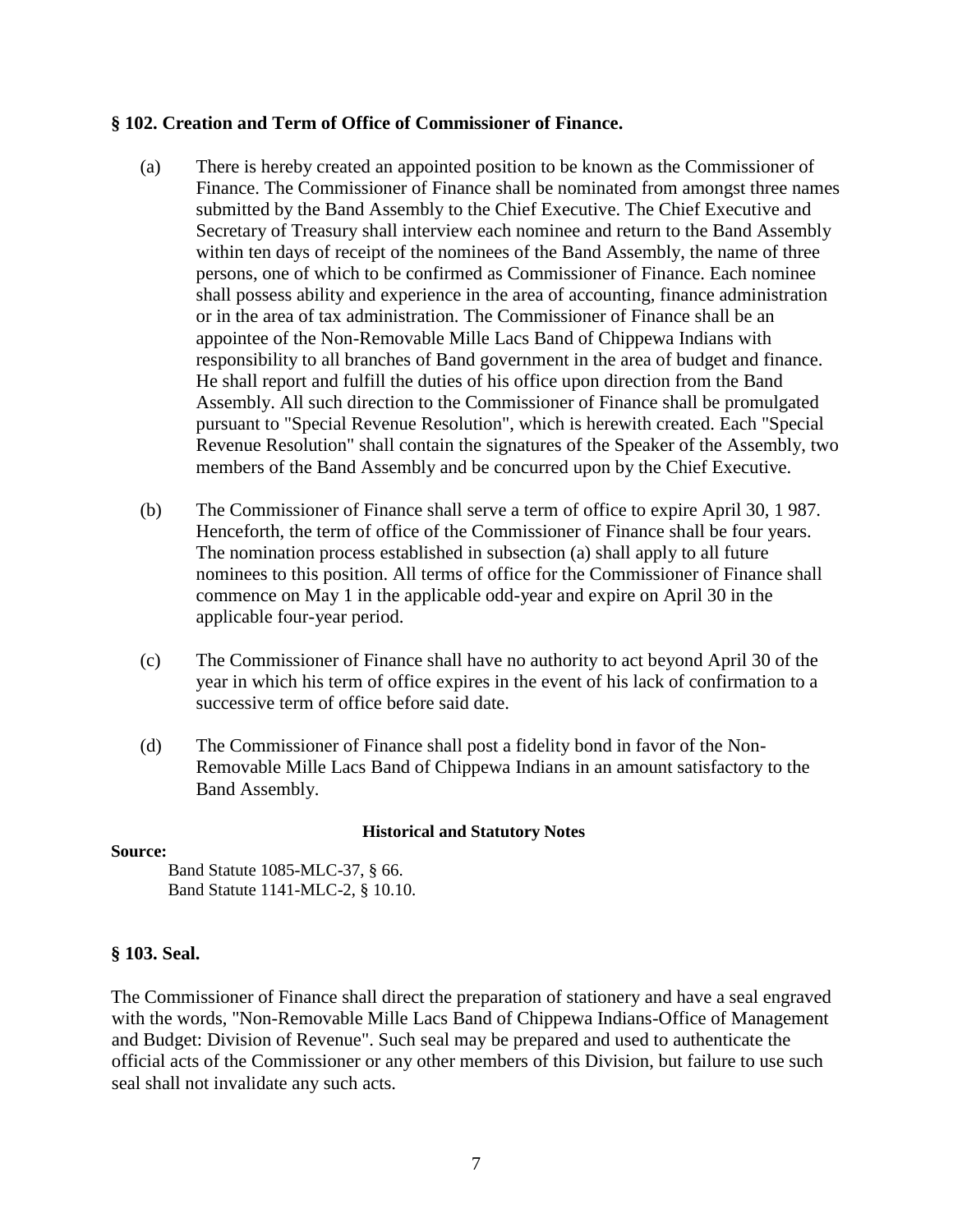### § 102. Creation and Term of Office of Commissioner of Finance.

(a) There is hereby created an appointed position to be known as the Commissioner of Finance. The Commissioner of Finance shall be nominated from amongst three names submitted by the Band Assembly to the Chief Executive. The Chief Executive and Secretary of Treasury shall interview each nominee and return to the Band Assembly within ten days of receipt of the nominees of the Band Assembly, the name of three persons, one of which to be confirmed as Commissioner of Finance. Each nominee shall possess ability and experience in the area of accounting, finance administration or in the area of tax administration. The Commissioner of Finance shall be an appointee of the Non-Removable Mille Lacs Band of Chippewa Indians with responsibility to all branches of Band government in the area of budget and finance. He shall report and fulfill the duties of his office upon direction from the Band Assembly. All such direction to the Commissioner of Finance shall be promulgated pursuant to "Special Revenue Resolution", which is herewith created. Each "Special Revenue Resolution" shall contain the signatures of the Speaker of the Assembly, two members of the Band Assembly and be concurred upon by the Chief Executive.

(b) The Commissioner of Finance shall serve a term of office to expire April 30, 1 987. Henceforth, the term of office of the Commissioner of Finance shall be four years. The nomination process established in subsection (a) shall apply to all future nominees to this position. All terms of office for the Commissioner of Finance shall commence on May 1 in the applicable odd-year and expire on April 30 in the applicable four-year period.

(c) The Commissioner of Finance shall have no authority to act beyond April 30 of the year in which his term of office expires in the event of his lack of confirmation to a successive term of office before said date.

(d) The Commissioner of Finance shall post a fidelity bond in favor of the Non-Removable Mille Lacs Band of Chippewa Indians in an amount satisfactory to the Band Assembly.

**Historical and Statutory Notes**

**Source:**

Band Statute 1085-MLC-37, § 66.
Band Statute 1141-MLC-2, § 10.10.

### § 103. Seal.

The Commissioner of Finance shall direct the preparation of stationery and have a seal engraved with the words, "Non-Removable Mille Lacs Band of Chippewa Indians-Office of Management and Budget: Division of Revenue". Such seal may be prepared and used to authenticate the official acts of the Commissioner or any other members of this Division, but failure to use such seal shall not invalidate any such acts.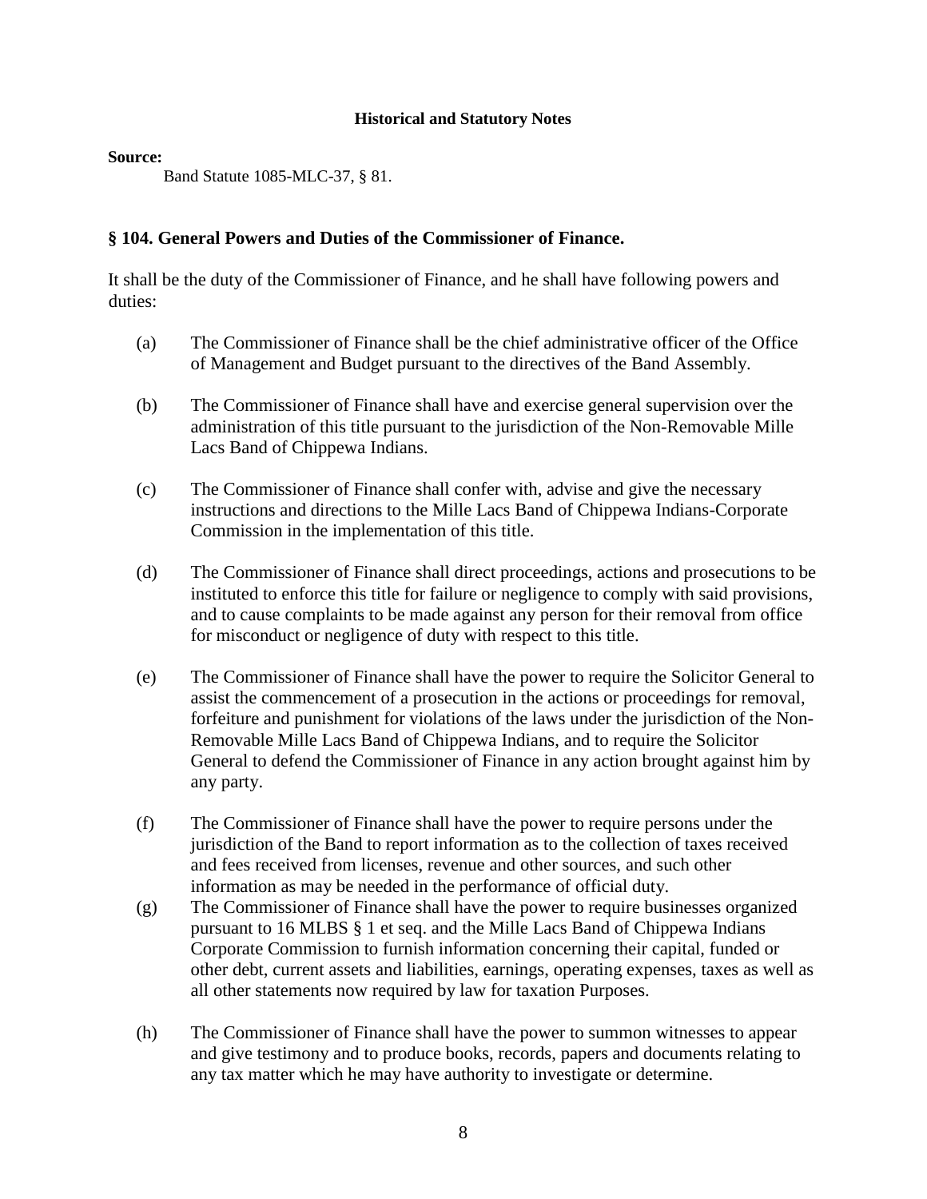**Historical and Statutory Notes**

**Source:**

Band Statute 1085-MLC-37, § 81.

### § 104. General Powers and Duties of the Commissioner of Finance.

It shall be the duty of the Commissioner of Finance, and he shall have following powers and duties:

(a) The Commissioner of Finance shall be the chief administrative officer of the Office of Management and Budget pursuant to the directives of the Band Assembly.

(b) The Commissioner of Finance shall have and exercise general supervision over the administration of this title pursuant to the jurisdiction of the Non-Removable Mille Lacs Band of Chippewa Indians.

(c) The Commissioner of Finance shall confer with, advise and give the necessary instructions and directions to the Mille Lacs Band of Chippewa Indians-Corporate Commission in the implementation of this title.

(d) The Commissioner of Finance shall direct proceedings, actions and prosecutions to be instituted to enforce this title for failure or negligence to comply with said provisions, and to cause complaints to be made against any person for their removal from office for misconduct or negligence of duty with respect to this title.

(e) The Commissioner of Finance shall have the power to require the Solicitor General to assist the commencement of a prosecution in the actions or proceedings for removal, forfeiture and punishment for violations of the laws under the jurisdiction of the Non-Removable Mille Lacs Band of Chippewa Indians, and to require the Solicitor General to defend the Commissioner of Finance in any action brought against him by any party.

(f) The Commissioner of Finance shall have the power to require persons under the jurisdiction of the Band to report information as to the collection of taxes received and fees received from licenses, revenue and other sources, and such other information as may be needed in the performance of official duty.

(g) The Commissioner of Finance shall have the power to require businesses organized pursuant to 16 MLBS § 1 et seq. and the Mille Lacs Band of Chippewa Indians Corporate Commission to furnish information concerning their capital, funded or other debt, current assets and liabilities, earnings, operating expenses, taxes as well as all other statements now required by law for taxation Purposes.

(h) The Commissioner of Finance shall have the power to summon witnesses to appear and give testimony and to produce books, records, papers and documents relating to any tax matter which he may have authority to investigate or determine.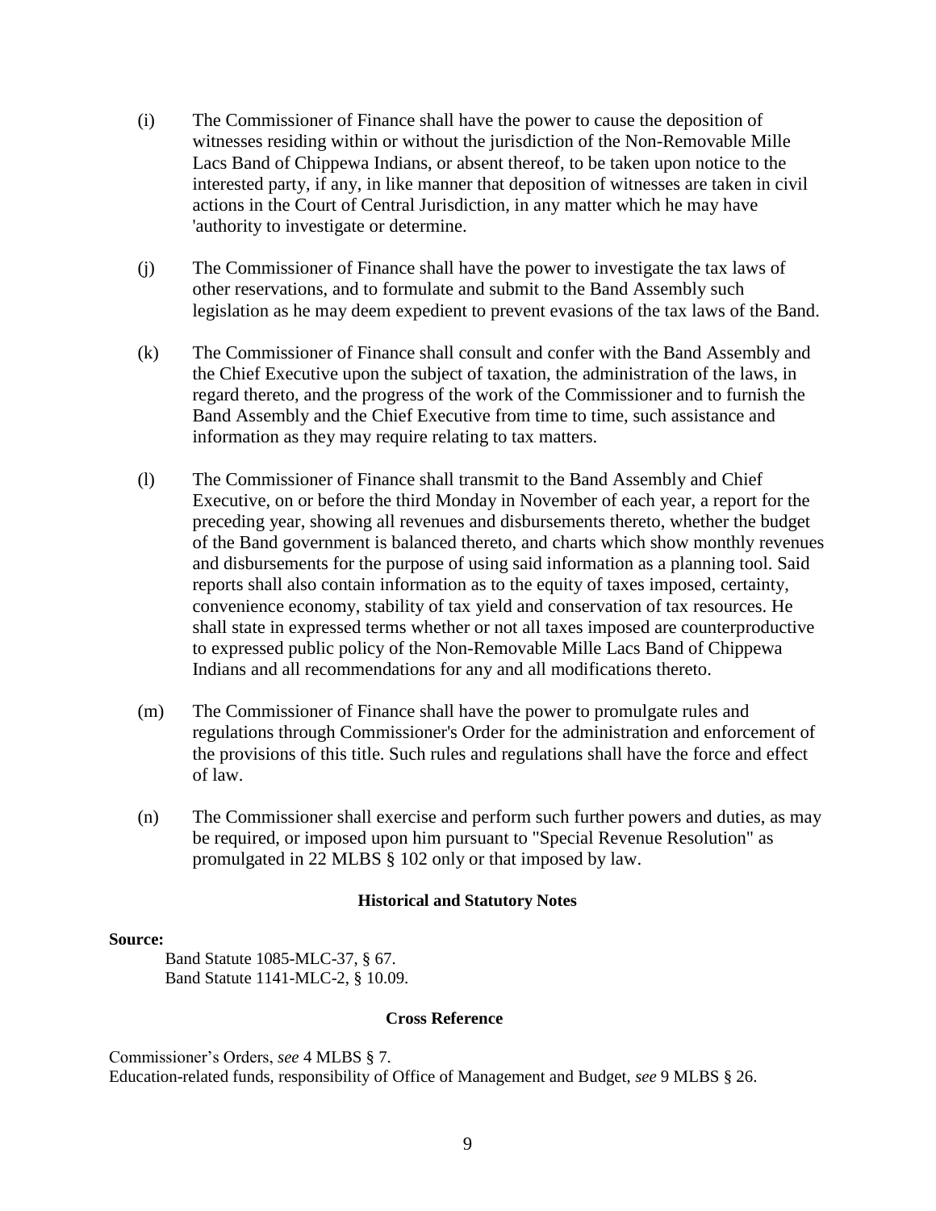(i) The Commissioner of Finance shall have the power to cause the deposition of witnesses residing within or without the jurisdiction of the Non-Removable Mille Lacs Band of Chippewa Indians, or absent thereof, to be taken upon notice to the interested party, if any, in like manner that deposition of witnesses are taken in civil actions in the Court of Central Jurisdiction, in any matter which he may have 'authority to investigate or determine.

(j) The Commissioner of Finance shall have the power to investigate the tax laws of other reservations, and to formulate and submit to the Band Assembly such legislation as he may deem expedient to prevent evasions of the tax laws of the Band.

(k) The Commissioner of Finance shall consult and confer with the Band Assembly and the Chief Executive upon the subject of taxation, the administration of the laws, in regard thereto, and the progress of the work of the Commissioner and to furnish the Band Assembly and the Chief Executive from time to time, such assistance and information as they may require relating to tax matters.

(l) The Commissioner of Finance shall transmit to the Band Assembly and Chief Executive, on or before the third Monday in November of each year, a report for the preceding year, showing all revenues and disbursements thereto, whether the budget of the Band government is balanced thereto, and charts which show monthly revenues and disbursements for the purpose of using said information as a planning tool. Said reports shall also contain information as to the equity of taxes imposed, certainty, convenience economy, stability of tax yield and conservation of tax resources. He shall state in expressed terms whether or not all taxes imposed are counterproductive to expressed public policy of the Non-Removable Mille Lacs Band of Chippewa Indians and all recommendations for any and all modifications thereto.

(m) The Commissioner of Finance shall have the power to promulgate rules and regulations through Commissioner's Order for the administration and enforcement of the provisions of this title. Such rules and regulations shall have the force and effect of law.

(n) The Commissioner shall exercise and perform such further powers and duties, as may be required, or imposed upon him pursuant to "Special Revenue Resolution" as promulgated in 22 MLBS § 102 only or that imposed by law.

**Historical and Statutory Notes**

**Source:**

Band Statute 1085-MLC-37, § 67.
Band Statute 1141-MLC-2, § 10.09.

**Cross Reference**

Commissioner's Orders, *see* 4 MLBS § 7.
Education-related funds, responsibility of Office of Management and Budget, *see* 9 MLBS § 26.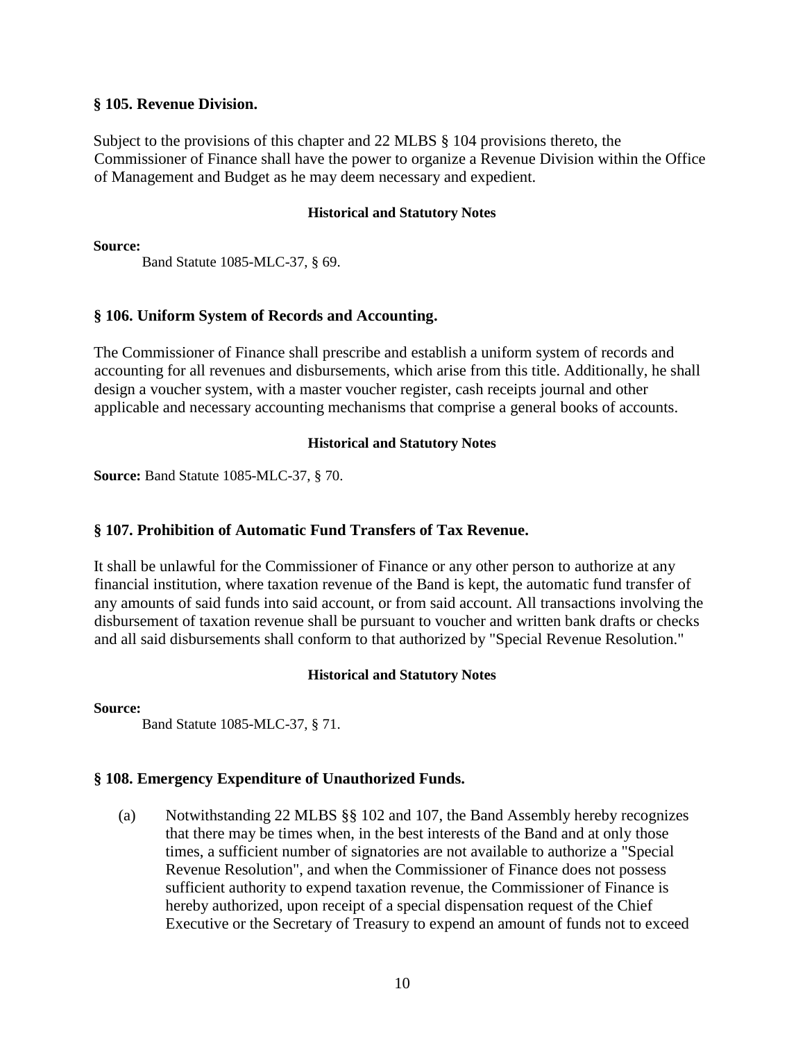### § 105. Revenue Division.

Subject to the provisions of this chapter and 22 MLBS § 104 provisions thereto, the Commissioner of Finance shall have the power to organize a Revenue Division within the Office of Management and Budget as he may deem necessary and expedient.

**Historical and Statutory Notes**

**Source:**
Band Statute 1085-MLC-37, § 69.

### § 106. Uniform System of Records and Accounting.

The Commissioner of Finance shall prescribe and establish a uniform system of records and accounting for all revenues and disbursements, which arise from this title. Additionally, he shall design a voucher system, with a master voucher register, cash receipts journal and other applicable and necessary accounting mechanisms that comprise a general books of accounts.

**Historical and Statutory Notes**

**Source:** Band Statute 1085-MLC-37, § 70.

### § 107. Prohibition of Automatic Fund Transfers of Tax Revenue.

It shall be unlawful for the Commissioner of Finance or any other person to authorize at any financial institution, where taxation revenue of the Band is kept, the automatic fund transfer of any amounts of said funds into said account, or from said account. All transactions involving the disbursement of taxation revenue shall be pursuant to voucher and written bank drafts or checks and all said disbursements shall conform to that authorized by "Special Revenue Resolution."

**Historical and Statutory Notes**

**Source:**
Band Statute 1085-MLC-37, § 71.

### § 108. Emergency Expenditure of Unauthorized Funds.

(a) Notwithstanding 22 MLBS §§ 102 and 107, the Band Assembly hereby recognizes that there may be times when, in the best interests of the Band and at only those times, a sufficient number of signatories are not available to authorize a "Special Revenue Resolution", and when the Commissioner of Finance does not possess sufficient authority to expend taxation revenue, the Commissioner of Finance is hereby authorized, upon receipt of a special dispensation request of the Chief Executive or the Secretary of Treasury to expend an amount of funds not to exceed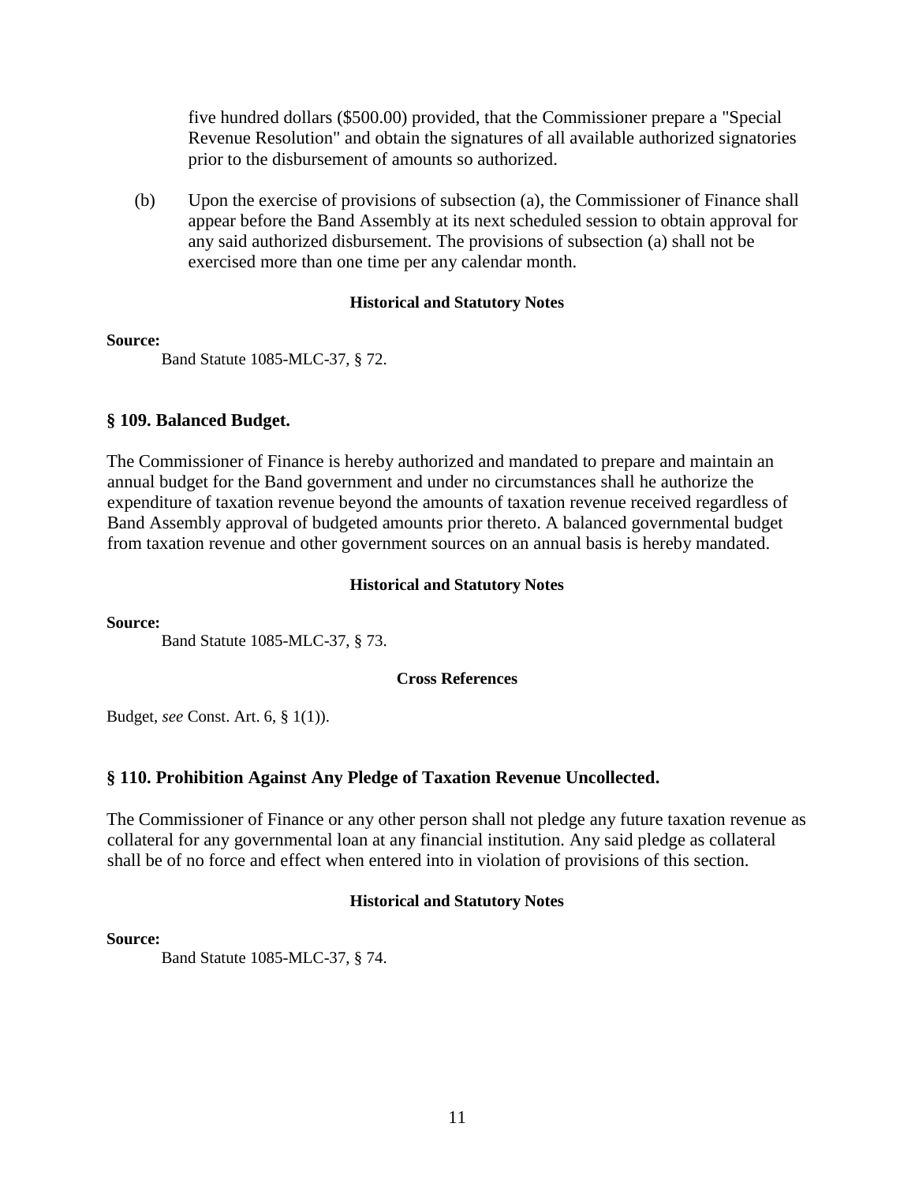five hundred dollars ($500.00) provided, that the Commissioner prepare a "Special Revenue Resolution" and obtain the signatures of all available authorized signatories prior to the disbursement of amounts so authorized.

(b) Upon the exercise of provisions of subsection (a), the Commissioner of Finance shall appear before the Band Assembly at its next scheduled session to obtain approval for any said authorized disbursement. The provisions of subsection (a) shall not be exercised more than one time per any calendar month.

**Historical and Statutory Notes**

**Source:**

Band Statute 1085-MLC-37, § 72.

### § 109. Balanced Budget.

The Commissioner of Finance is hereby authorized and mandated to prepare and maintain an annual budget for the Band government and under no circumstances shall he authorize the expenditure of taxation revenue beyond the amounts of taxation revenue received regardless of Band Assembly approval of budgeted amounts prior thereto. A balanced governmental budget from taxation revenue and other government sources on an annual basis is hereby mandated.

**Historical and Statutory Notes**

**Source:**

Band Statute 1085-MLC-37, § 73.

**Cross References**

Budget, *see* Const. Art. 6, § 1(1)).

### § 110. Prohibition Against Any Pledge of Taxation Revenue Uncollected.

The Commissioner of Finance or any other person shall not pledge any future taxation revenue as collateral for any governmental loan at any financial institution. Any said pledge as collateral shall be of no force and effect when entered into in violation of provisions of this section.

**Historical and Statutory Notes**

**Source:**

Band Statute 1085-MLC-37, § 74.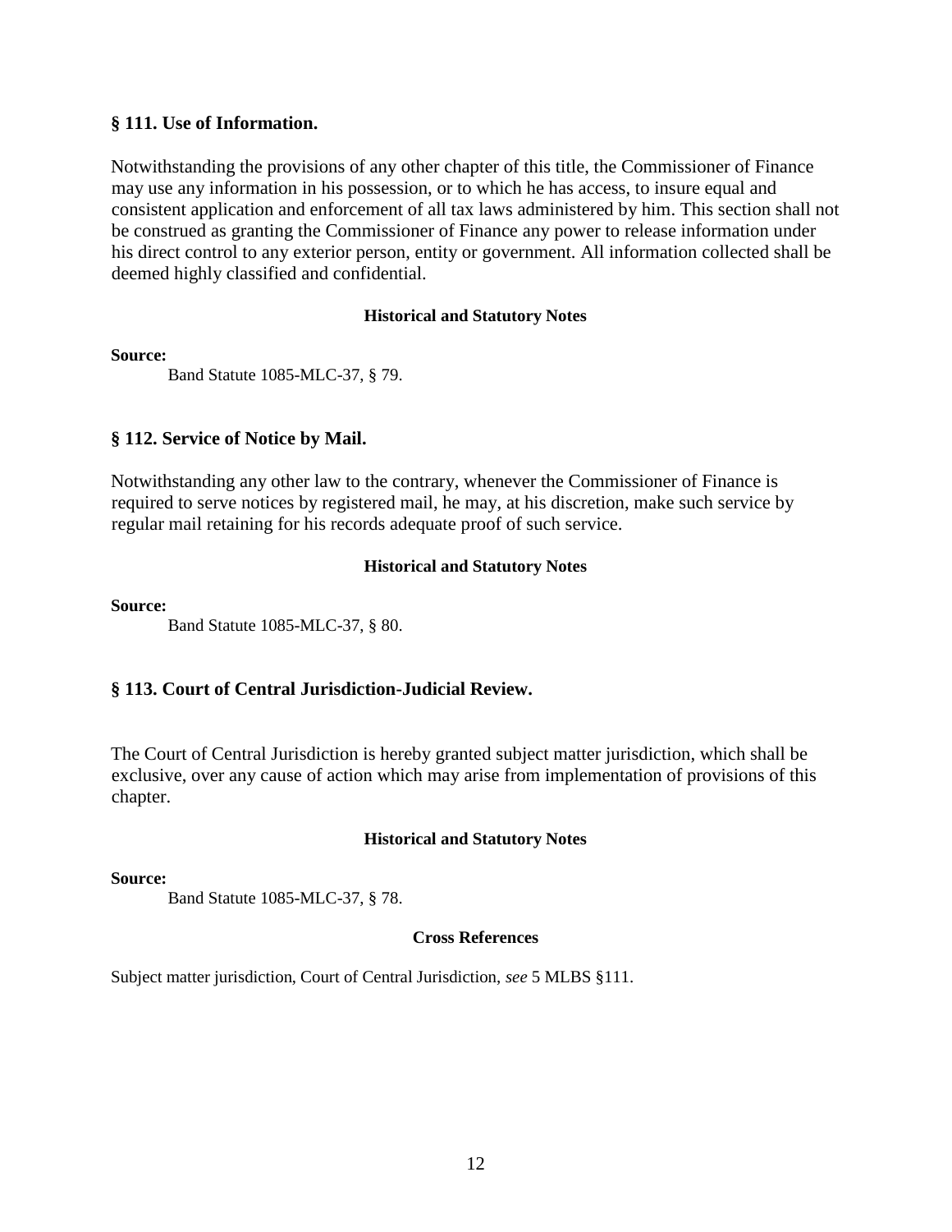### § 111. Use of Information.

Notwithstanding the provisions of any other chapter of this title, the Commissioner of Finance may use any information in his possession, or to which he has access, to insure equal and consistent application and enforcement of all tax laws administered by him. This section shall not be construed as granting the Commissioner of Finance any power to release information under his direct control to any exterior person, entity or government. All information collected shall be deemed highly classified and confidential.

**Historical and Statutory Notes**

**Source:**

Band Statute 1085-MLC-37, § 79.

### § 112. Service of Notice by Mail.

Notwithstanding any other law to the contrary, whenever the Commissioner of Finance is required to serve notices by registered mail, he may, at his discretion, make such service by regular mail retaining for his records adequate proof of such service.

**Historical and Statutory Notes**

**Source:**

Band Statute 1085-MLC-37, § 80.

### § 113. Court of Central Jurisdiction-Judicial Review.

The Court of Central Jurisdiction is hereby granted subject matter jurisdiction, which shall be exclusive, over any cause of action which may arise from implementation of provisions of this chapter.

**Historical and Statutory Notes**

**Source:**

Band Statute 1085-MLC-37, § 78.

**Cross References**

Subject matter jurisdiction, Court of Central Jurisdiction, *see* 5 MLBS §111.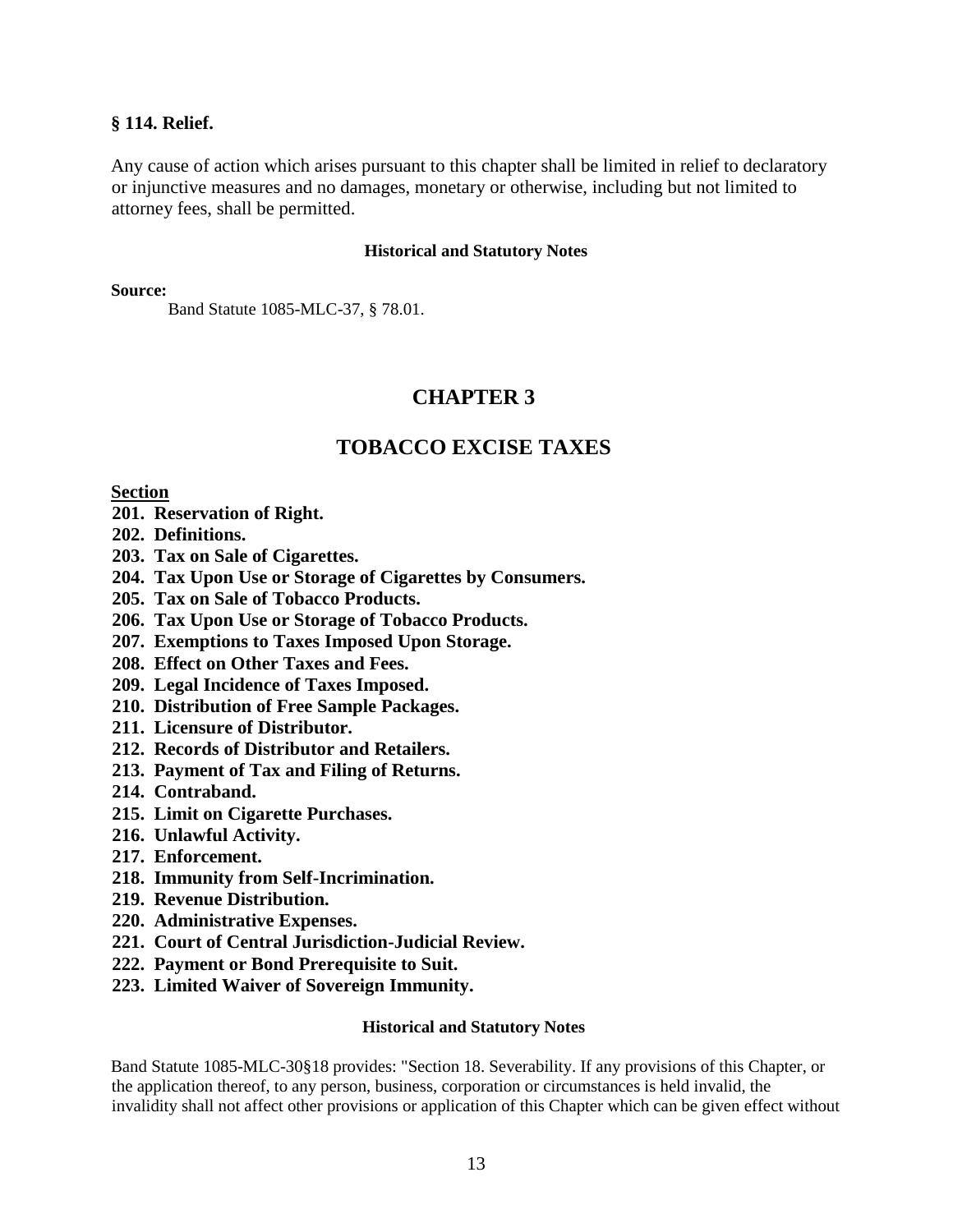### § 114. Relief.

Any cause of action which arises pursuant to this chapter shall be limited in relief to declaratory or injunctive measures and no damages, monetary or otherwise, including but not limited to attorney fees, shall be permitted.

**Historical and Statutory Notes**

**Source:**

Band Statute 1085-MLC-37, § 78.01.

## CHAPTER 3

## TOBACCO EXCISE TAXES

**Section**

**201. Reservation of Right.**
**202. Definitions.**
**203. Tax on Sale of Cigarettes.**
**204. Tax Upon Use or Storage of Cigarettes by Consumers.**
**205. Tax on Sale of Tobacco Products.**
**206. Tax Upon Use or Storage of Tobacco Products.**
**207. Exemptions to Taxes Imposed Upon Storage.**
**208. Effect on Other Taxes and Fees.**
**209. Legal Incidence of Taxes Imposed.**
**210. Distribution of Free Sample Packages.**
**211. Licensure of Distributor.**
**212. Records of Distributor and Retailers.**
**213. Payment of Tax and Filing of Returns.**
**214. Contraband.**
**215. Limit on Cigarette Purchases.**
**216. Unlawful Activity.**
**217. Enforcement.**
**218. Immunity from Self-Incrimination.**
**219. Revenue Distribution.**
**220. Administrative Expenses.**
**221. Court of Central Jurisdiction-Judicial Review.**
**222. Payment or Bond Prerequisite to Suit.**
**223. Limited Waiver of Sovereign Immunity.**

**Historical and Statutory Notes**

Band Statute 1085-MLC-30§18 provides: "Section 18. Severability. If any provisions of this Chapter, or the application thereof, to any person, business, corporation or circumstances is held invalid, the invalidity shall not affect other provisions or application of this Chapter which can be given effect without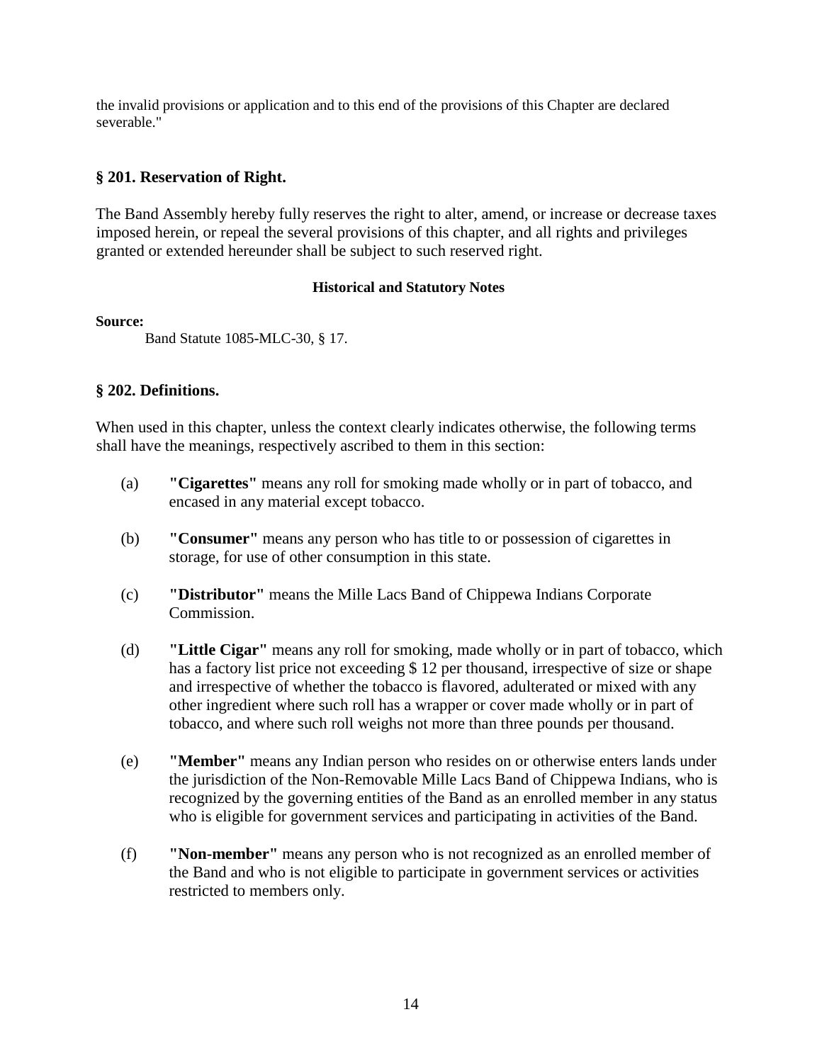the invalid provisions or application and to this end of the provisions of this Chapter are declared severable."

### § 201. Reservation of Right.

The Band Assembly hereby fully reserves the right to alter, amend, or increase or decrease taxes imposed herein, or repeal the several provisions of this chapter, and all rights and privileges granted or extended hereunder shall be subject to such reserved right.

**Historical and Statutory Notes**

**Source:**

Band Statute 1085-MLC-30, § 17.

### § 202. Definitions.

When used in this chapter, unless the context clearly indicates otherwise, the following terms shall have the meanings, respectively ascribed to them in this section:

(a) **"Cigarettes"** means any roll for smoking made wholly or in part of tobacco, and encased in any material except tobacco.

(b) **"Consumer"** means any person who has title to or possession of cigarettes in storage, for use of other consumption in this state.

(c) **"Distributor"** means the Mille Lacs Band of Chippewa Indians Corporate Commission.

(d) **"Little Cigar"** means any roll for smoking, made wholly or in part of tobacco, which has a factory list price not exceeding $ 12 per thousand, irrespective of size or shape and irrespective of whether the tobacco is flavored, adulterated or mixed with any other ingredient where such roll has a wrapper or cover made wholly or in part of tobacco, and where such roll weighs not more than three pounds per thousand.

(e) **"Member"** means any Indian person who resides on or otherwise enters lands under the jurisdiction of the Non-Removable Mille Lacs Band of Chippewa Indians, who is recognized by the governing entities of the Band as an enrolled member in any status who is eligible for government services and participating in activities of the Band.

(f) **"Non-member"** means any person who is not recognized as an enrolled member of the Band and who is not eligible to participate in government services or activities restricted to members only.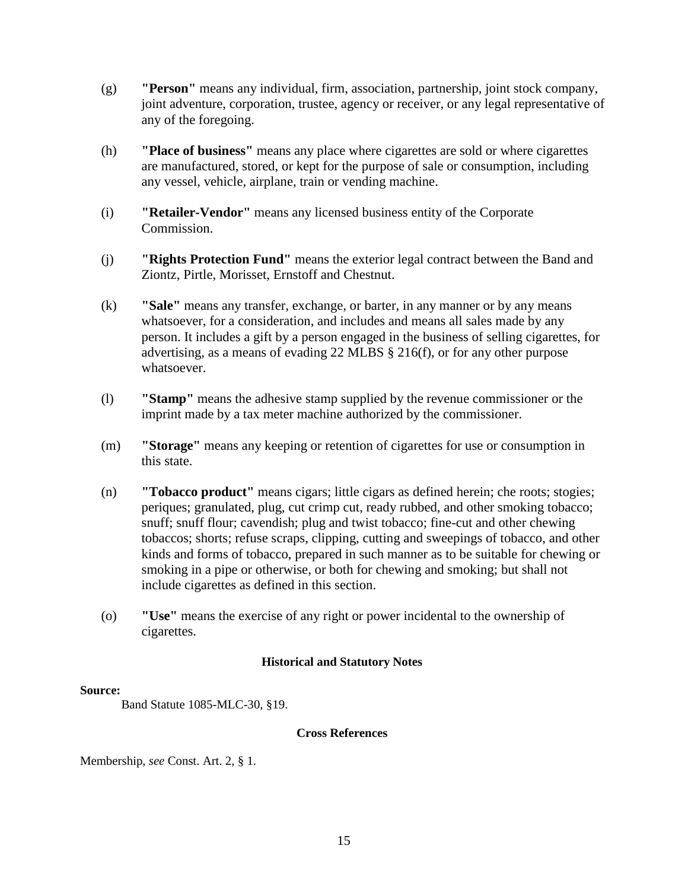(g) **"Person"** means any individual, firm, association, partnership, joint stock company, joint adventure, corporation, trustee, agency or receiver, or any legal representative of any of the foregoing.

(h) **"Place of business"** means any place where cigarettes are sold or where cigarettes are manufactured, stored, or kept for the purpose of sale or consumption, including any vessel, vehicle, airplane, train or vending machine.

(i) **"Retailer-Vendor"** means any licensed business entity of the Corporate Commission.

(j) **"Rights Protection Fund"** means the exterior legal contract between the Band and Ziontz, Pirtle, Morisset, Ernstoff and Chestnut.

(k) **"Sale"** means any transfer, exchange, or barter, in any manner or by any means whatsoever, for a consideration, and includes and means all sales made by any person. It includes a gift by a person engaged in the business of selling cigarettes, for advertising, as a means of evading 22 MLBS § 216(f), or for any other purpose whatsoever.

(l) **"Stamp"** means the adhesive stamp supplied by the revenue commissioner or the imprint made by a tax meter machine authorized by the commissioner.

(m) **"Storage"** means any keeping or retention of cigarettes for use or consumption in this state.

(n) **"Tobacco product"** means cigars; little cigars as defined herein; che roots; stogies; periques; granulated, plug, cut crimp cut, ready rubbed, and other smoking tobacco; snuff; snuff flour; cavendish; plug and twist tobacco; fine-cut and other chewing tobaccos; shorts; refuse scraps, clipping, cutting and sweepings of tobacco, and other kinds and forms of tobacco, prepared in such manner as to be suitable for chewing or smoking in a pipe or otherwise, or both for chewing and smoking; but shall not include cigarettes as defined in this section.

(o) **"Use"** means the exercise of any right or power incidental to the ownership of cigarettes.

**Historical and Statutory Notes**

**Source:**

Band Statute 1085-MLC-30, §19.

**Cross References**

Membership, *see* Const. Art. 2, § 1.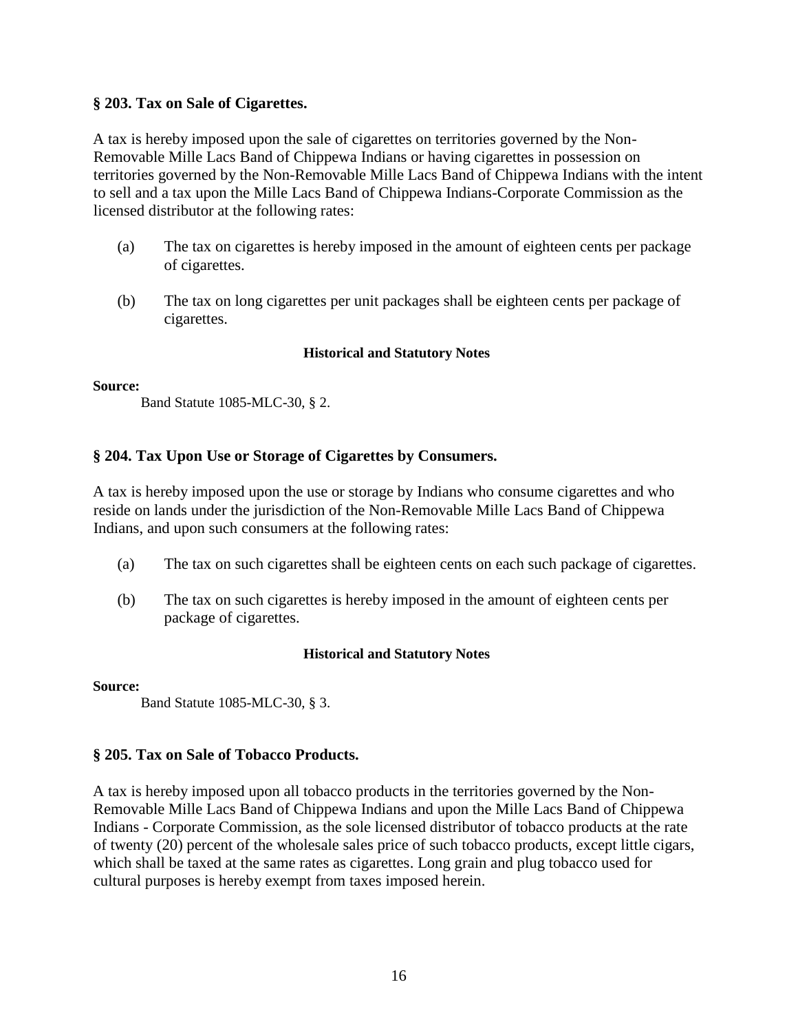### § 203. Tax on Sale of Cigarettes.

A tax is hereby imposed upon the sale of cigarettes on territories governed by the Non-Removable Mille Lacs Band of Chippewa Indians or having cigarettes in possession on territories governed by the Non-Removable Mille Lacs Band of Chippewa Indians with the intent to sell and a tax upon the Mille Lacs Band of Chippewa Indians-Corporate Commission as the licensed distributor at the following rates:

(a) The tax on cigarettes is hereby imposed in the amount of eighteen cents per package of cigarettes.

(b) The tax on long cigarettes per unit packages shall be eighteen cents per package of cigarettes.

**Historical and Statutory Notes**

**Source:**

Band Statute 1085-MLC-30, § 2.

### § 204. Tax Upon Use or Storage of Cigarettes by Consumers.

A tax is hereby imposed upon the use or storage by Indians who consume cigarettes and who reside on lands under the jurisdiction of the Non-Removable Mille Lacs Band of Chippewa Indians, and upon such consumers at the following rates:

(a) The tax on such cigarettes shall be eighteen cents on each such package of cigarettes.

(b) The tax on such cigarettes is hereby imposed in the amount of eighteen cents per package of cigarettes.

**Historical and Statutory Notes**

**Source:**

Band Statute 1085-MLC-30, § 3.

### § 205. Tax on Sale of Tobacco Products.

A tax is hereby imposed upon all tobacco products in the territories governed by the Non-Removable Mille Lacs Band of Chippewa Indians and upon the Mille Lacs Band of Chippewa Indians - Corporate Commission, as the sole licensed distributor of tobacco products at the rate of twenty (20) percent of the wholesale sales price of such tobacco products, except little cigars, which shall be taxed at the same rates as cigarettes. Long grain and plug tobacco used for cultural purposes is hereby exempt from taxes imposed herein.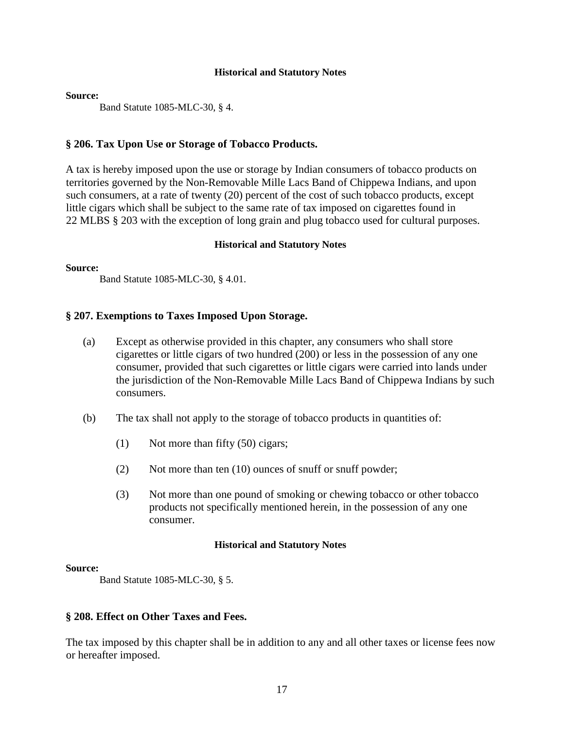**Historical and Statutory Notes**

**Source:**

Band Statute 1085-MLC-30, § 4.

### § 206. Tax Upon Use or Storage of Tobacco Products.

A tax is hereby imposed upon the use or storage by Indian consumers of tobacco products on territories governed by the Non-Removable Mille Lacs Band of Chippewa Indians, and upon such consumers, at a rate of twenty (20) percent of the cost of such tobacco products, except little cigars which shall be subject to the same rate of tax imposed on cigarettes found in 22 MLBS § 203 with the exception of long grain and plug tobacco used for cultural purposes.

**Historical and Statutory Notes**

**Source:**

Band Statute 1085-MLC-30, § 4.01.

### § 207. Exemptions to Taxes Imposed Upon Storage.

(a) Except as otherwise provided in this chapter, any consumers who shall store cigarettes or little cigars of two hundred (200) or less in the possession of any one consumer, provided that such cigarettes or little cigars were carried into lands under the jurisdiction of the Non-Removable Mille Lacs Band of Chippewa Indians by such consumers.

(b) The tax shall not apply to the storage of tobacco products in quantities of:

(1) Not more than fifty (50) cigars;

(2) Not more than ten (10) ounces of snuff or snuff powder;

(3) Not more than one pound of smoking or chewing tobacco or other tobacco products not specifically mentioned herein, in the possession of any one consumer.

**Historical and Statutory Notes**

**Source:**

Band Statute 1085-MLC-30, § 5.

### § 208. Effect on Other Taxes and Fees.

The tax imposed by this chapter shall be in addition to any and all other taxes or license fees now or hereafter imposed.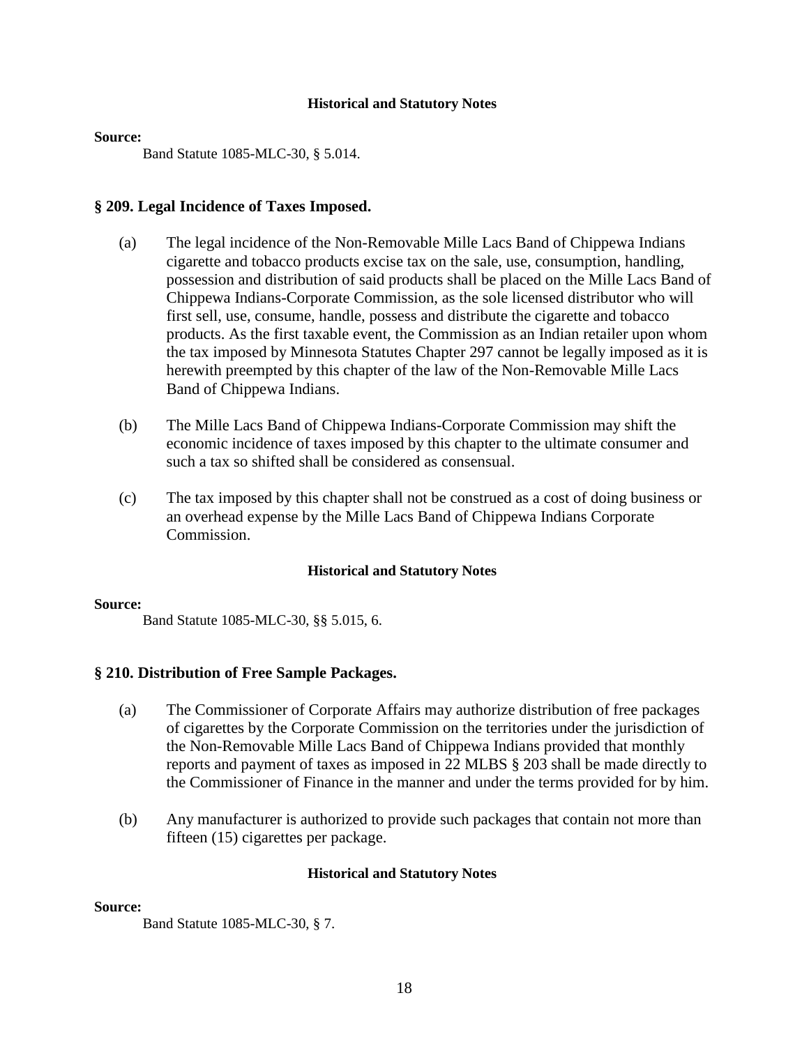#### Historical and Statutory Notes

**Source:**

Band Statute 1085-MLC-30, § 5.014.

## § 209. Legal Incidence of Taxes Imposed.

(a) The legal incidence of the Non-Removable Mille Lacs Band of Chippewa Indians cigarette and tobacco products excise tax on the sale, use, consumption, handling, possession and distribution of said products shall be placed on the Mille Lacs Band of Chippewa Indians-Corporate Commission, as the sole licensed distributor who will first sell, use, consume, handle, possess and distribute the cigarette and tobacco products. As the first taxable event, the Commission as an Indian retailer upon whom the tax imposed by Minnesota Statutes Chapter 297 cannot be legally imposed as it is herewith preempted by this chapter of the law of the Non-Removable Mille Lacs Band of Chippewa Indians.

(b) The Mille Lacs Band of Chippewa Indians-Corporate Commission may shift the economic incidence of taxes imposed by this chapter to the ultimate consumer and such a tax so shifted shall be considered as consensual.

(c) The tax imposed by this chapter shall not be construed as a cost of doing business or an overhead expense by the Mille Lacs Band of Chippewa Indians Corporate Commission.

#### Historical and Statutory Notes

**Source:**

Band Statute 1085-MLC-30, §§ 5.015, 6.

## § 210. Distribution of Free Sample Packages.

(a) The Commissioner of Corporate Affairs may authorize distribution of free packages of cigarettes by the Corporate Commission on the territories under the jurisdiction of the Non-Removable Mille Lacs Band of Chippewa Indians provided that monthly reports and payment of taxes as imposed in 22 MLBS § 203 shall be made directly to the Commissioner of Finance in the manner and under the terms provided for by him.

(b) Any manufacturer is authorized to provide such packages that contain not more than fifteen (15) cigarettes per package.

#### Historical and Statutory Notes

**Source:**

Band Statute 1085-MLC-30, § 7.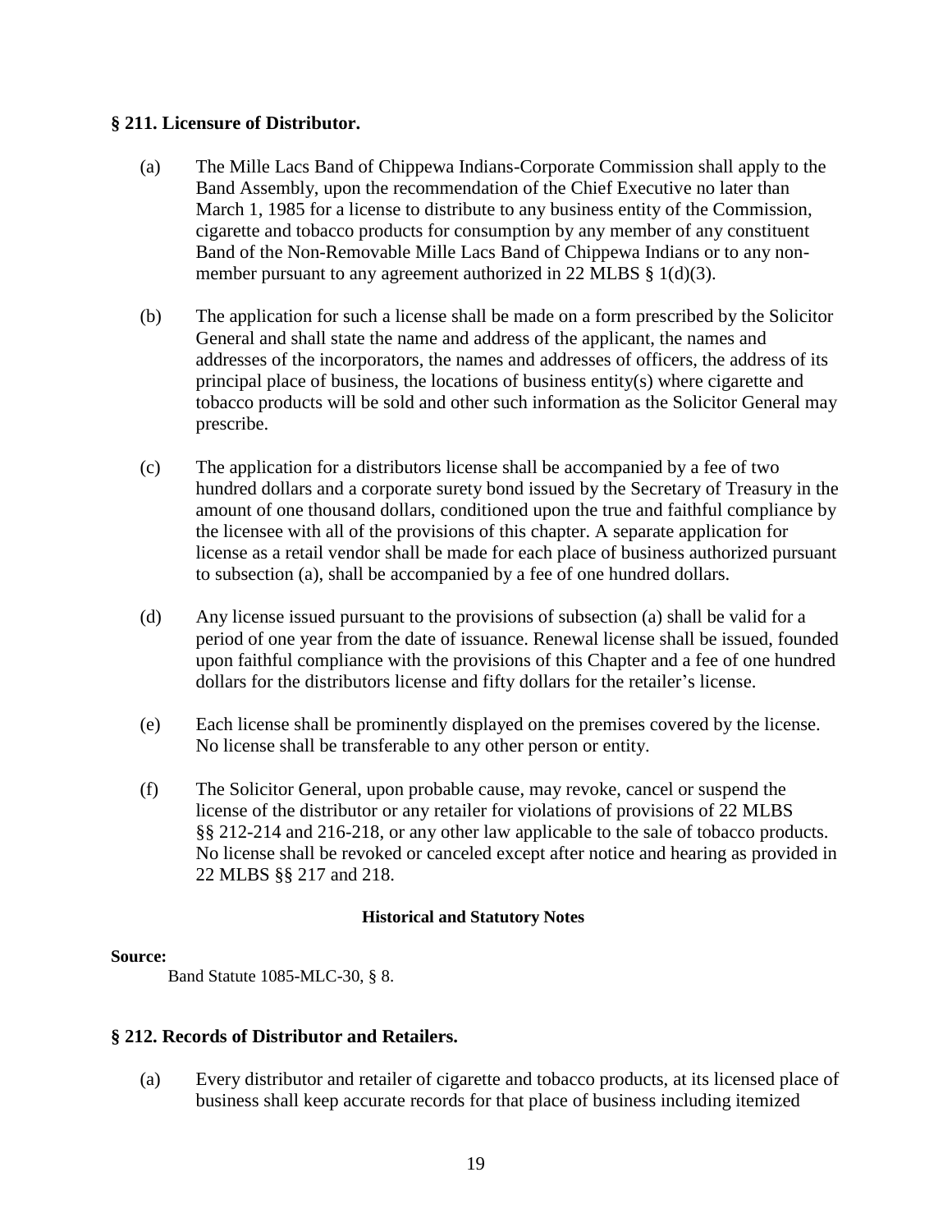### § 211. Licensure of Distributor.

(a) The Mille Lacs Band of Chippewa Indians-Corporate Commission shall apply to the Band Assembly, upon the recommendation of the Chief Executive no later than March 1, 1985 for a license to distribute to any business entity of the Commission, cigarette and tobacco products for consumption by any member of any constituent Band of the Non-Removable Mille Lacs Band of Chippewa Indians or to any non-member pursuant to any agreement authorized in 22 MLBS § 1(d)(3).

(b) The application for such a license shall be made on a form prescribed by the Solicitor General and shall state the name and address of the applicant, the names and addresses of the incorporators, the names and addresses of officers, the address of its principal place of business, the locations of business entity(s) where cigarette and tobacco products will be sold and other such information as the Solicitor General may prescribe.

(c) The application for a distributors license shall be accompanied by a fee of two hundred dollars and a corporate surety bond issued by the Secretary of Treasury in the amount of one thousand dollars, conditioned upon the true and faithful compliance by the licensee with all of the provisions of this chapter. A separate application for license as a retail vendor shall be made for each place of business authorized pursuant to subsection (a), shall be accompanied by a fee of one hundred dollars.

(d) Any license issued pursuant to the provisions of subsection (a) shall be valid for a period of one year from the date of issuance. Renewal license shall be issued, founded upon faithful compliance with the provisions of this Chapter and a fee of one hundred dollars for the distributors license and fifty dollars for the retailer's license.

(e) Each license shall be prominently displayed on the premises covered by the license. No license shall be transferable to any other person or entity.

(f) The Solicitor General, upon probable cause, may revoke, cancel or suspend the license of the distributor or any retailer for violations of provisions of 22 MLBS §§ 212-214 and 216-218, or any other law applicable to the sale of tobacco products. No license shall be revoked or canceled except after notice and hearing as provided in 22 MLBS §§ 217 and 218.

**Historical and Statutory Notes**

**Source:**

Band Statute 1085-MLC-30, § 8.

### § 212. Records of Distributor and Retailers.

(a) Every distributor and retailer of cigarette and tobacco products, at its licensed place of business shall keep accurate records for that place of business including itemized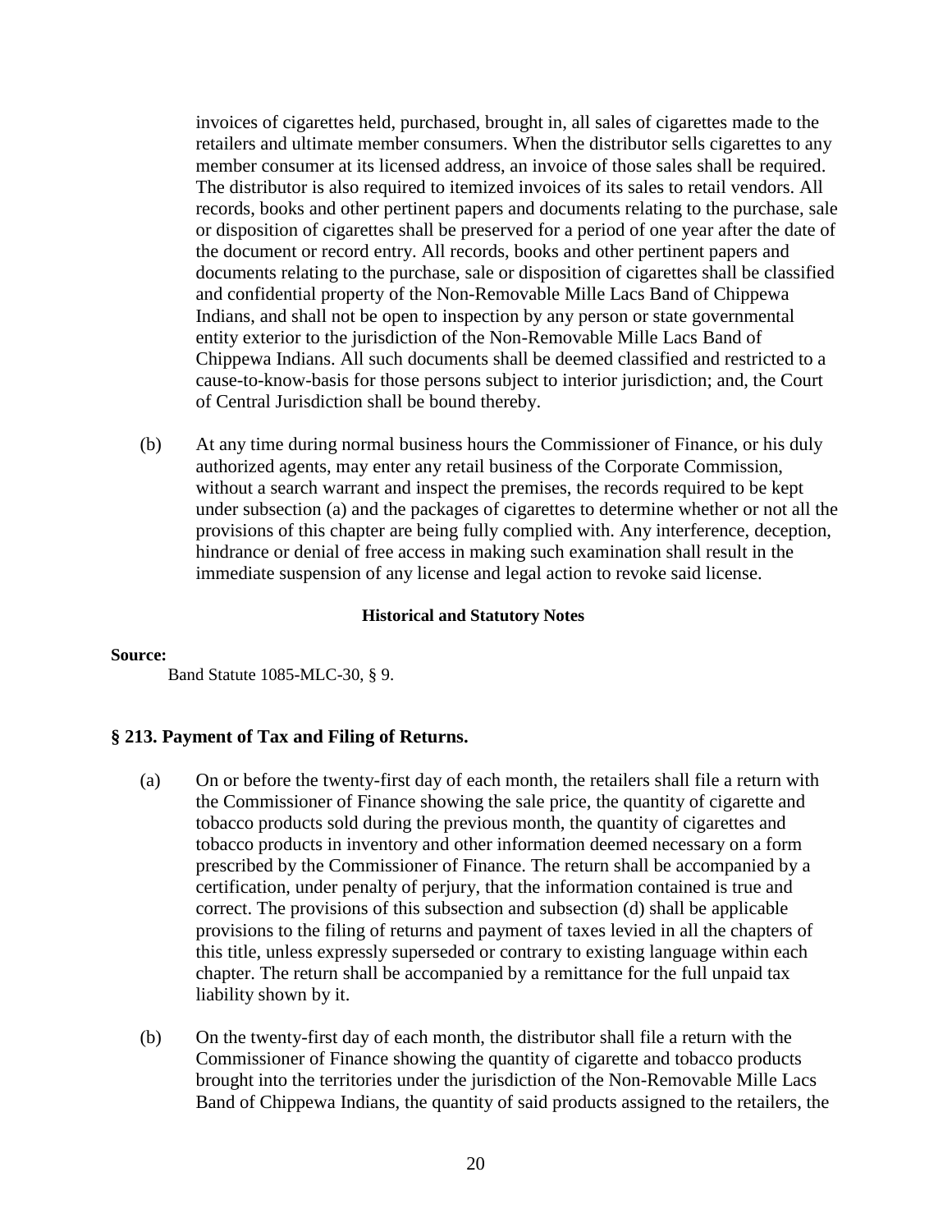invoices of cigarettes held, purchased, brought in, all sales of cigarettes made to the retailers and ultimate member consumers. When the distributor sells cigarettes to any member consumer at its licensed address, an invoice of those sales shall be required. The distributor is also required to itemized invoices of its sales to retail vendors. All records, books and other pertinent papers and documents relating to the purchase, sale or disposition of cigarettes shall be preserved for a period of one year after the date of the document or record entry. All records, books and other pertinent papers and documents relating to the purchase, sale or disposition of cigarettes shall be classified and confidential property of the Non-Removable Mille Lacs Band of Chippewa Indians, and shall not be open to inspection by any person or state governmental entity exterior to the jurisdiction of the Non-Removable Mille Lacs Band of Chippewa Indians. All such documents shall be deemed classified and restricted to a cause-to-know-basis for those persons subject to interior jurisdiction; and, the Court of Central Jurisdiction shall be bound thereby.

(b) At any time during normal business hours the Commissioner of Finance, or his duly authorized agents, may enter any retail business of the Corporate Commission, without a search warrant and inspect the premises, the records required to be kept under subsection (a) and the packages of cigarettes to determine whether or not all the provisions of this chapter are being fully complied with. Any interference, deception, hindrance or denial of free access in making such examination shall result in the immediate suspension of any license and legal action to revoke said license.

**Historical and Statutory Notes**

**Source:**

Band Statute 1085-MLC-30, § 9.

## § 213. Payment of Tax and Filing of Returns.

(a) On or before the twenty-first day of each month, the retailers shall file a return with the Commissioner of Finance showing the sale price, the quantity of cigarette and tobacco products sold during the previous month, the quantity of cigarettes and tobacco products in inventory and other information deemed necessary on a form prescribed by the Commissioner of Finance. The return shall be accompanied by a certification, under penalty of perjury, that the information contained is true and correct. The provisions of this subsection and subsection (d) shall be applicable provisions to the filing of returns and payment of taxes levied in all the chapters of this title, unless expressly superseded or contrary to existing language within each chapter. The return shall be accompanied by a remittance for the full unpaid tax liability shown by it.

(b) On the twenty-first day of each month, the distributor shall file a return with the Commissioner of Finance showing the quantity of cigarette and tobacco products brought into the territories under the jurisdiction of the Non-Removable Mille Lacs Band of Chippewa Indians, the quantity of said products assigned to the retailers, the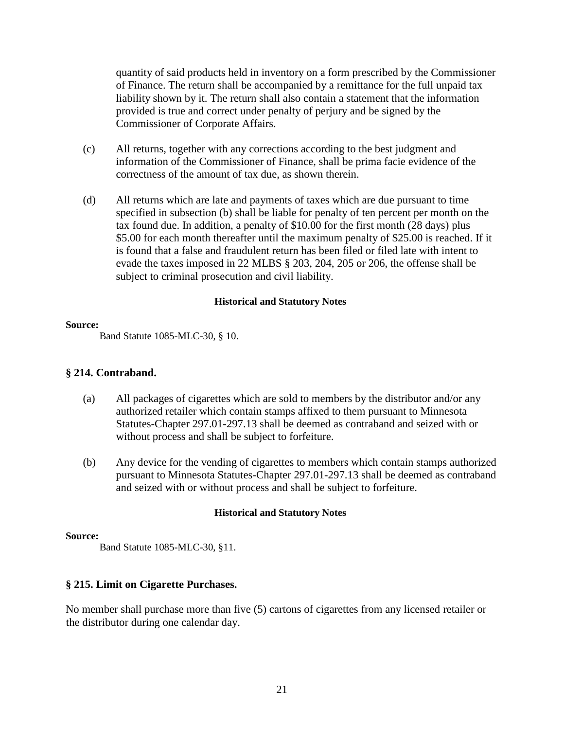quantity of said products held in inventory on a form prescribed by the Commissioner of Finance. The return shall be accompanied by a remittance for the full unpaid tax liability shown by it. The return shall also contain a statement that the information provided is true and correct under penalty of perjury and be signed by the Commissioner of Corporate Affairs.

(c) All returns, together with any corrections according to the best judgment and information of the Commissioner of Finance, shall be prima facie evidence of the correctness of the amount of tax due, as shown therein.

(d) All returns which are late and payments of taxes which are due pursuant to time specified in subsection (b) shall be liable for penalty of ten percent per month on the tax found due. In addition, a penalty of $10.00 for the first month (28 days) plus $5.00 for each month thereafter until the maximum penalty of $25.00 is reached. If it is found that a false and fraudulent return has been filed or filed late with intent to evade the taxes imposed in 22 MLBS § 203, 204, 205 or 206, the offense shall be subject to criminal prosecution and civil liability.

**Historical and Statutory Notes**

**Source:**

Band Statute 1085-MLC-30, § 10.

### § 214. Contraband.

(a) All packages of cigarettes which are sold to members by the distributor and/or any authorized retailer which contain stamps affixed to them pursuant to Minnesota Statutes-Chapter 297.01-297.13 shall be deemed as contraband and seized with or without process and shall be subject to forfeiture.

(b) Any device for the vending of cigarettes to members which contain stamps authorized pursuant to Minnesota Statutes-Chapter 297.01-297.13 shall be deemed as contraband and seized with or without process and shall be subject to forfeiture.

**Historical and Statutory Notes**

**Source:**

Band Statute 1085-MLC-30, §11.

### § 215. Limit on Cigarette Purchases.

No member shall purchase more than five (5) cartons of cigarettes from any licensed retailer or the distributor during one calendar day.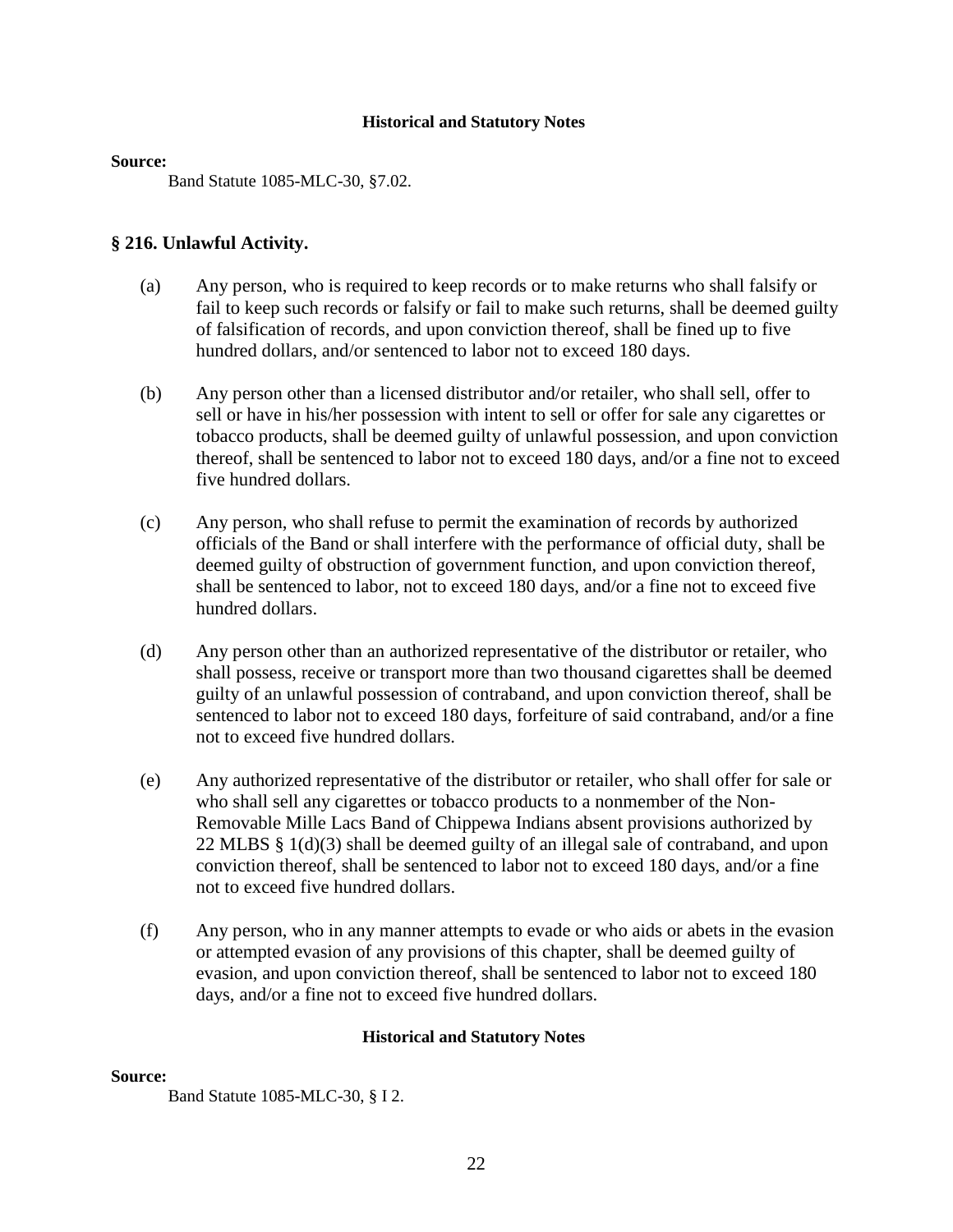**Historical and Statutory Notes**

**Source:**

Band Statute 1085-MLC-30, §7.02.

## § 216. Unlawful Activity.

(a) Any person, who is required to keep records or to make returns who shall falsify or fail to keep such records or falsify or fail to make such returns, shall be deemed guilty of falsification of records, and upon conviction thereof, shall be fined up to five hundred dollars, and/or sentenced to labor not to exceed 180 days.

(b) Any person other than a licensed distributor and/or retailer, who shall sell, offer to sell or have in his/her possession with intent to sell or offer for sale any cigarettes or tobacco products, shall be deemed guilty of unlawful possession, and upon conviction thereof, shall be sentenced to labor not to exceed 180 days, and/or a fine not to exceed five hundred dollars.

(c) Any person, who shall refuse to permit the examination of records by authorized officials of the Band or shall interfere with the performance of official duty, shall be deemed guilty of obstruction of government function, and upon conviction thereof, shall be sentenced to labor, not to exceed 180 days, and/or a fine not to exceed five hundred dollars.

(d) Any person other than an authorized representative of the distributor or retailer, who shall possess, receive or transport more than two thousand cigarettes shall be deemed guilty of an unlawful possession of contraband, and upon conviction thereof, shall be sentenced to labor not to exceed 180 days, forfeiture of said contraband, and/or a fine not to exceed five hundred dollars.

(e) Any authorized representative of the distributor or retailer, who shall offer for sale or who shall sell any cigarettes or tobacco products to a nonmember of the Non-Removable Mille Lacs Band of Chippewa Indians absent provisions authorized by 22 MLBS § 1(d)(3) shall be deemed guilty of an illegal sale of contraband, and upon conviction thereof, shall be sentenced to labor not to exceed 180 days, and/or a fine not to exceed five hundred dollars.

(f) Any person, who in any manner attempts to evade or who aids or abets in the evasion or attempted evasion of any provisions of this chapter, shall be deemed guilty of evasion, and upon conviction thereof, shall be sentenced to labor not to exceed 180 days, and/or a fine not to exceed five hundred dollars.

**Historical and Statutory Notes**

**Source:**

Band Statute 1085-MLC-30, § I 2.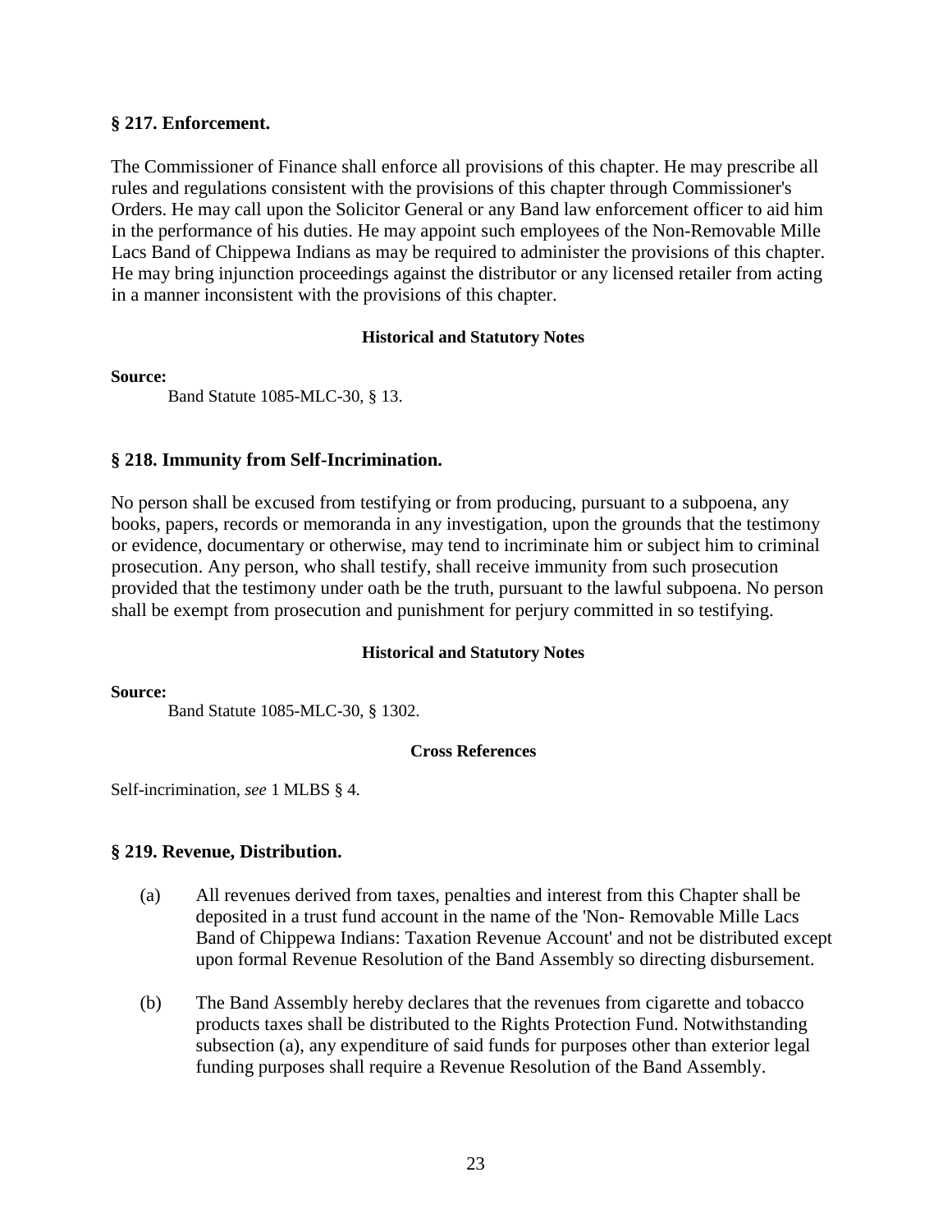### § 217. Enforcement.

The Commissioner of Finance shall enforce all provisions of this chapter. He may prescribe all rules and regulations consistent with the provisions of this chapter through Commissioner's Orders. He may call upon the Solicitor General or any Band law enforcement officer to aid him in the performance of his duties. He may appoint such employees of the Non-Removable Mille Lacs Band of Chippewa Indians as may be required to administer the provisions of this chapter. He may bring injunction proceedings against the distributor or any licensed retailer from acting in a manner inconsistent with the provisions of this chapter.

**Historical and Statutory Notes**

**Source:**

Band Statute 1085-MLC-30, § 13.

### § 218. Immunity from Self-Incrimination.

No person shall be excused from testifying or from producing, pursuant to a subpoena, any books, papers, records or memoranda in any investigation, upon the grounds that the testimony or evidence, documentary or otherwise, may tend to incriminate him or subject him to criminal prosecution. Any person, who shall testify, shall receive immunity from such prosecution provided that the testimony under oath be the truth, pursuant to the lawful subpoena. No person shall be exempt from prosecution and punishment for perjury committed in so testifying.

**Historical and Statutory Notes**

**Source:**

Band Statute 1085-MLC-30, § 1302.

**Cross References**

Self-incrimination, *see* 1 MLBS § 4.

### § 219. Revenue, Distribution.

(a) All revenues derived from taxes, penalties and interest from this Chapter shall be deposited in a trust fund account in the name of the 'Non- Removable Mille Lacs Band of Chippewa Indians: Taxation Revenue Account' and not be distributed except upon formal Revenue Resolution of the Band Assembly so directing disbursement.

(b) The Band Assembly hereby declares that the revenues from cigarette and tobacco products taxes shall be distributed to the Rights Protection Fund. Notwithstanding subsection (a), any expenditure of said funds for purposes other than exterior legal funding purposes shall require a Revenue Resolution of the Band Assembly.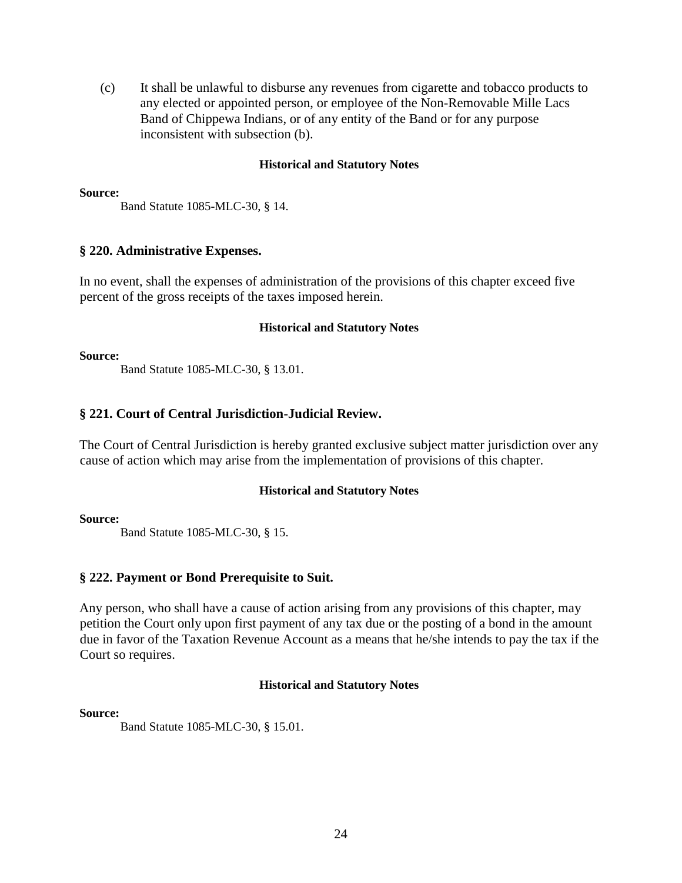(c) It shall be unlawful to disburse any revenues from cigarette and tobacco products to any elected or appointed person, or employee of the Non-Removable Mille Lacs Band of Chippewa Indians, or of any entity of the Band or for any purpose inconsistent with subsection (b).

**Historical and Statutory Notes**

**Source:**

Band Statute 1085-MLC-30, § 14.

## § 220. Administrative Expenses.

In no event, shall the expenses of administration of the provisions of this chapter exceed five percent of the gross receipts of the taxes imposed herein.

**Historical and Statutory Notes**

**Source:**

Band Statute 1085-MLC-30, § 13.01.

## § 221. Court of Central Jurisdiction-Judicial Review.

The Court of Central Jurisdiction is hereby granted exclusive subject matter jurisdiction over any cause of action which may arise from the implementation of provisions of this chapter.

**Historical and Statutory Notes**

**Source:**

Band Statute 1085-MLC-30, § 15.

## § 222. Payment or Bond Prerequisite to Suit.

Any person, who shall have a cause of action arising from any provisions of this chapter, may petition the Court only upon first payment of any tax due or the posting of a bond in the amount due in favor of the Taxation Revenue Account as a means that he/she intends to pay the tax if the Court so requires.

**Historical and Statutory Notes**

**Source:**

Band Statute 1085-MLC-30, § 15.01.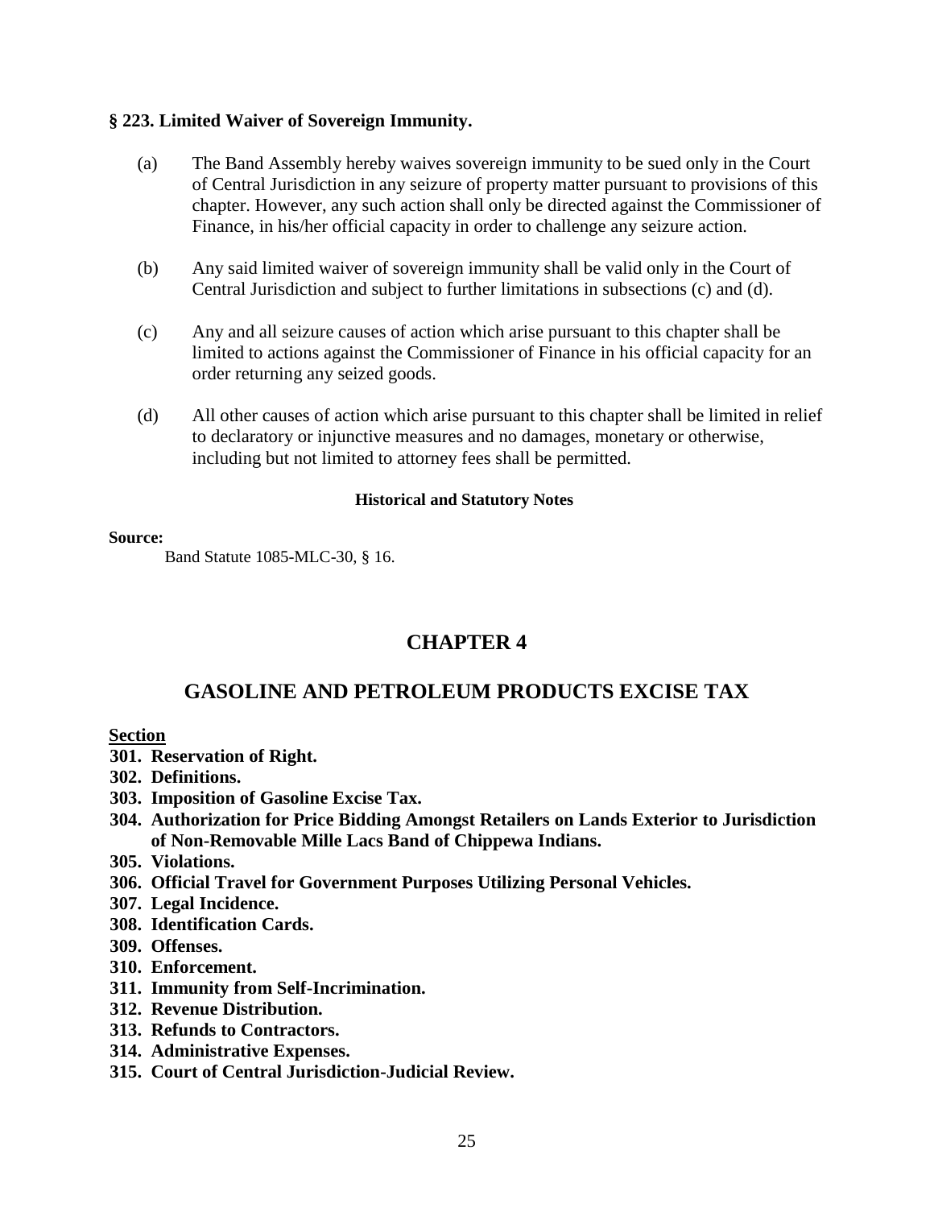### § 223. Limited Waiver of Sovereign Immunity.

(a) The Band Assembly hereby waives sovereign immunity to be sued only in the Court of Central Jurisdiction in any seizure of property matter pursuant to provisions of this chapter. However, any such action shall only be directed against the Commissioner of Finance, in his/her official capacity in order to challenge any seizure action.

(b) Any said limited waiver of sovereign immunity shall be valid only in the Court of Central Jurisdiction and subject to further limitations in subsections (c) and (d).

(c) Any and all seizure causes of action which arise pursuant to this chapter shall be limited to actions against the Commissioner of Finance in his official capacity for an order returning any seized goods.

(d) All other causes of action which arise pursuant to this chapter shall be limited in relief to declaratory or injunctive measures and no damages, monetary or otherwise, including but not limited to attorney fees shall be permitted.

**Historical and Statutory Notes**

**Source:**

Band Statute 1085-MLC-30, § 16.

# CHAPTER 4

# GASOLINE AND PETROLEUM PRODUCTS EXCISE TAX

**Section**

**301. Reservation of Right.**
**302. Definitions.**
**303. Imposition of Gasoline Excise Tax.**
**304. Authorization for Price Bidding Amongst Retailers on Lands Exterior to Jurisdiction of Non-Removable Mille Lacs Band of Chippewa Indians.**
**305. Violations.**
**306. Official Travel for Government Purposes Utilizing Personal Vehicles.**
**307. Legal Incidence.**
**308. Identification Cards.**
**309. Offenses.**
**310. Enforcement.**
**311. Immunity from Self-Incrimination.**
**312. Revenue Distribution.**
**313. Refunds to Contractors.**
**314. Administrative Expenses.**
**315. Court of Central Jurisdiction-Judicial Review.**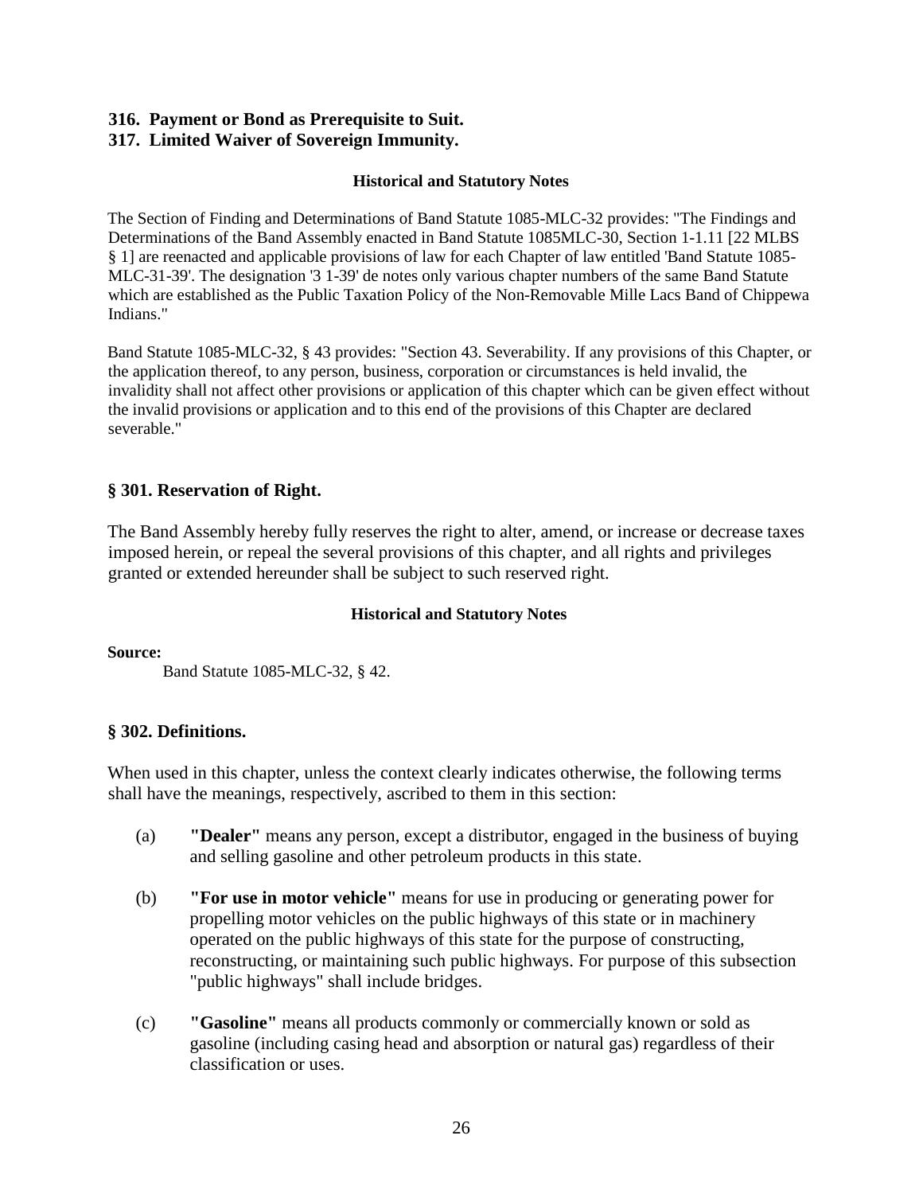**316. Payment or Bond as Prerequisite to Suit.**
**317. Limited Waiver of Sovereign Immunity.**

**Historical and Statutory Notes**

The Section of Finding and Determinations of Band Statute 1085-MLC-32 provides: "The Findings and Determinations of the Band Assembly enacted in Band Statute 1085MLC-30, Section 1-1.11 [22 MLBS § 1] are reenacted and applicable provisions of law for each Chapter of law entitled 'Band Statute 1085-MLC-31-39'. The designation '3 1-39' de notes only various chapter numbers of the same Band Statute which are established as the Public Taxation Policy of the Non-Removable Mille Lacs Band of Chippewa Indians."

Band Statute 1085-MLC-32, § 43 provides: "Section 43. Severability. If any provisions of this Chapter, or the application thereof, to any person, business, corporation or circumstances is held invalid, the invalidity shall not affect other provisions or application of this chapter which can be given effect without the invalid provisions or application and to this end of the provisions of this Chapter are declared severable."

## § 301. Reservation of Right.

The Band Assembly hereby fully reserves the right to alter, amend, or increase or decrease taxes imposed herein, or repeal the several provisions of this chapter, and all rights and privileges granted or extended hereunder shall be subject to such reserved right.

**Historical and Statutory Notes**

**Source:**
Band Statute 1085-MLC-32, § 42.

## § 302. Definitions.

When used in this chapter, unless the context clearly indicates otherwise, the following terms shall have the meanings, respectively, ascribed to them in this section:

(a) **"Dealer"** means any person, except a distributor, engaged in the business of buying and selling gasoline and other petroleum products in this state.

(b) **"For use in motor vehicle"** means for use in producing or generating power for propelling motor vehicles on the public highways of this state or in machinery operated on the public highways of this state for the purpose of constructing, reconstructing, or maintaining such public highways. For purpose of this subsection "public highways" shall include bridges.

(c) **"Gasoline"** means all products commonly or commercially known or sold as gasoline (including casing head and absorption or natural gas) regardless of their classification or uses.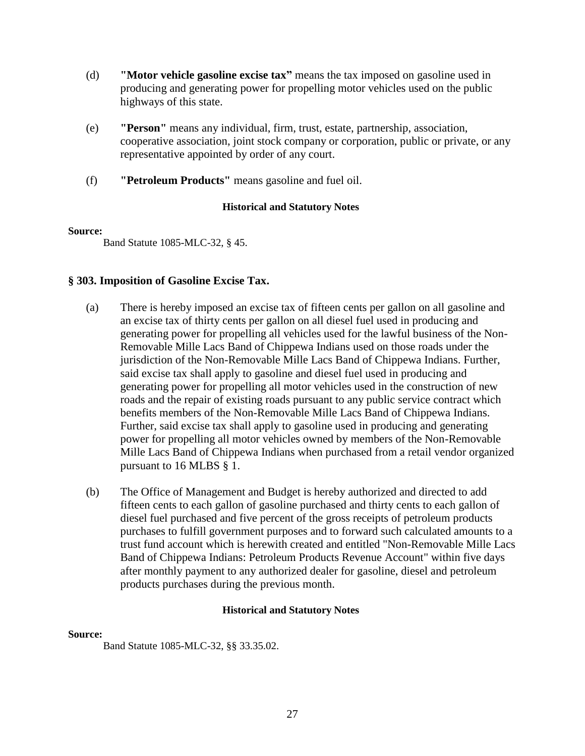(d) **"Motor vehicle gasoline excise tax"** means the tax imposed on gasoline used in producing and generating power for propelling motor vehicles used on the public highways of this state.

(e) **"Person"** means any individual, firm, trust, estate, partnership, association, cooperative association, joint stock company or corporation, public or private, or any representative appointed by order of any court.

(f) **"Petroleum Products"** means gasoline and fuel oil.

**Historical and Statutory Notes**

**Source:**
Band Statute 1085-MLC-32, § 45.

### § 303. Imposition of Gasoline Excise Tax.

(a) There is hereby imposed an excise tax of fifteen cents per gallon on all gasoline and an excise tax of thirty cents per gallon on all diesel fuel used in producing and generating power for propelling all vehicles used for the lawful business of the Non-Removable Mille Lacs Band of Chippewa Indians used on those roads under the jurisdiction of the Non-Removable Mille Lacs Band of Chippewa Indians. Further, said excise tax shall apply to gasoline and diesel fuel used in producing and generating power for propelling all motor vehicles used in the construction of new roads and the repair of existing roads pursuant to any public service contract which benefits members of the Non-Removable Mille Lacs Band of Chippewa Indians. Further, said excise tax shall apply to gasoline used in producing and generating power for propelling all motor vehicles owned by members of the Non-Removable Mille Lacs Band of Chippewa Indians when purchased from a retail vendor organized pursuant to 16 MLBS § 1.

(b) The Office of Management and Budget is hereby authorized and directed to add fifteen cents to each gallon of gasoline purchased and thirty cents to each gallon of diesel fuel purchased and five percent of the gross receipts of petroleum products purchases to fulfill government purposes and to forward such calculated amounts to a trust fund account which is herewith created and entitled "Non-Removable Mille Lacs Band of Chippewa Indians: Petroleum Products Revenue Account" within five days after monthly payment to any authorized dealer for gasoline, diesel and petroleum products purchases during the previous month.

**Historical and Statutory Notes**

**Source:**
Band Statute 1085-MLC-32, §§ 33.35.02.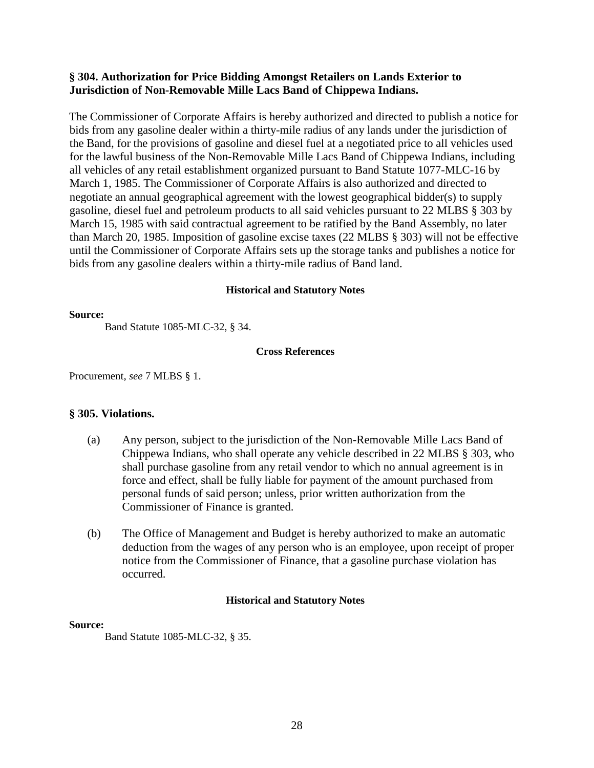### § 304. Authorization for Price Bidding Amongst Retailers on Lands Exterior to Jurisdiction of Non-Removable Mille Lacs Band of Chippewa Indians.

The Commissioner of Corporate Affairs is hereby authorized and directed to publish a notice for bids from any gasoline dealer within a thirty-mile radius of any lands under the jurisdiction of the Band, for the provisions of gasoline and diesel fuel at a negotiated price to all vehicles used for the lawful business of the Non-Removable Mille Lacs Band of Chippewa Indians, including all vehicles of any retail establishment organized pursuant to Band Statute 1077-MLC-16 by March 1, 1985. The Commissioner of Corporate Affairs is also authorized and directed to negotiate an annual geographical agreement with the lowest geographical bidder(s) to supply gasoline, diesel fuel and petroleum products to all said vehicles pursuant to 22 MLBS § 303 by March 15, 1985 with said contractual agreement to be ratified by the Band Assembly, no later than March 20, 1985. Imposition of gasoline excise taxes (22 MLBS § 303) will not be effective until the Commissioner of Corporate Affairs sets up the storage tanks and publishes a notice for bids from any gasoline dealers within a thirty-mile radius of Band land.

**Historical and Statutory Notes**

**Source:**

Band Statute 1085-MLC-32, § 34.

**Cross References**

Procurement, *see* 7 MLBS § 1.

### § 305. Violations.

(a) Any person, subject to the jurisdiction of the Non-Removable Mille Lacs Band of Chippewa Indians, who shall operate any vehicle described in 22 MLBS § 303, who shall purchase gasoline from any retail vendor to which no annual agreement is in force and effect, shall be fully liable for payment of the amount purchased from personal funds of said person; unless, prior written authorization from the Commissioner of Finance is granted.

(b) The Office of Management and Budget is hereby authorized to make an automatic deduction from the wages of any person who is an employee, upon receipt of proper notice from the Commissioner of Finance, that a gasoline purchase violation has occurred.

**Historical and Statutory Notes**

**Source:**

Band Statute 1085-MLC-32, § 35.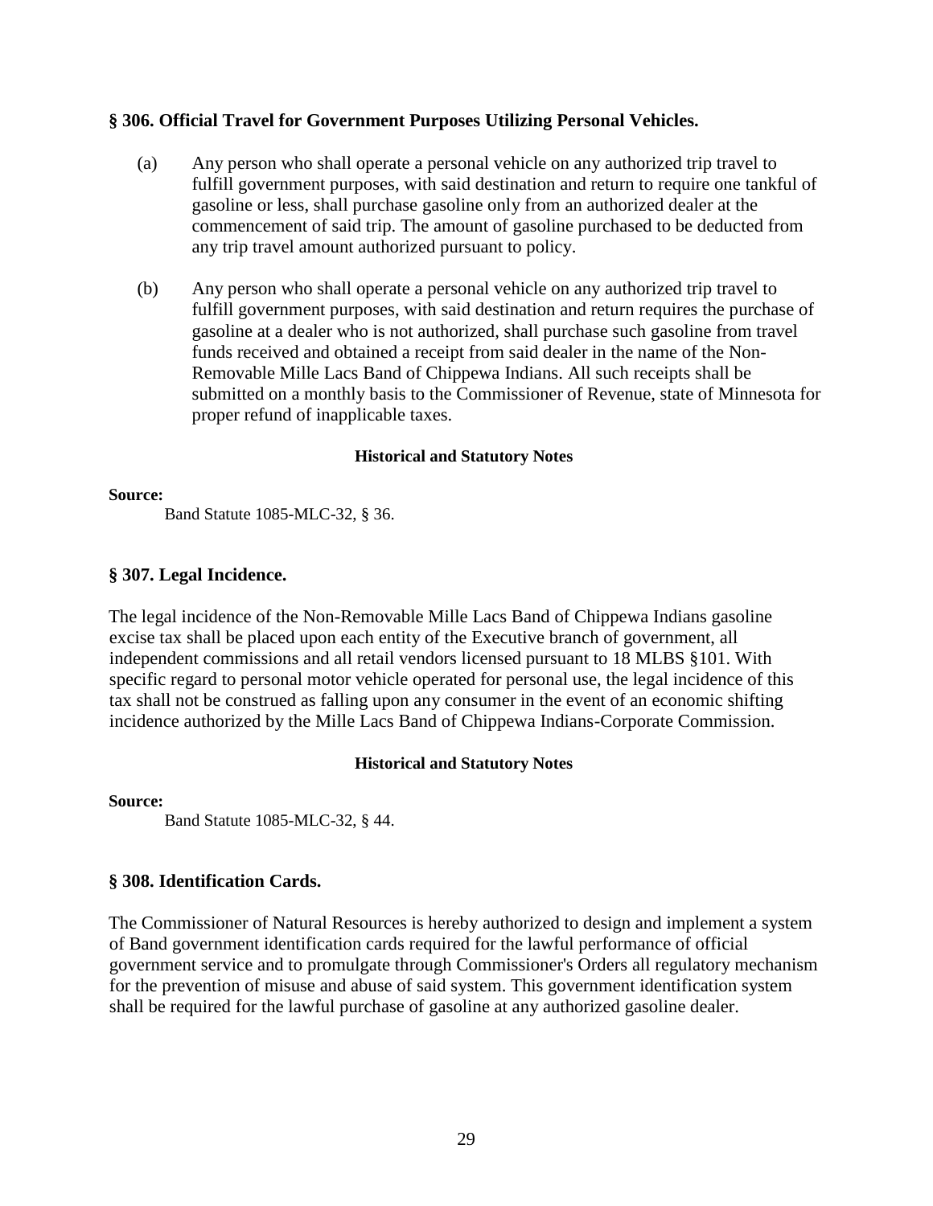### § 306. Official Travel for Government Purposes Utilizing Personal Vehicles.

(a) Any person who shall operate a personal vehicle on any authorized trip travel to fulfill government purposes, with said destination and return to require one tankful of gasoline or less, shall purchase gasoline only from an authorized dealer at the commencement of said trip. The amount of gasoline purchased to be deducted from any trip travel amount authorized pursuant to policy.

(b) Any person who shall operate a personal vehicle on any authorized trip travel to fulfill government purposes, with said destination and return requires the purchase of gasoline at a dealer who is not authorized, shall purchase such gasoline from travel funds received and obtained a receipt from said dealer in the name of the Non-Removable Mille Lacs Band of Chippewa Indians. All such receipts shall be submitted on a monthly basis to the Commissioner of Revenue, state of Minnesota for proper refund of inapplicable taxes.

**Historical and Statutory Notes**

**Source:**

Band Statute 1085-MLC-32, § 36.

### § 307. Legal Incidence.

The legal incidence of the Non-Removable Mille Lacs Band of Chippewa Indians gasoline excise tax shall be placed upon each entity of the Executive branch of government, all independent commissions and all retail vendors licensed pursuant to 18 MLBS §101. With specific regard to personal motor vehicle operated for personal use, the legal incidence of this tax shall not be construed as falling upon any consumer in the event of an economic shifting incidence authorized by the Mille Lacs Band of Chippewa Indians-Corporate Commission.

**Historical and Statutory Notes**

**Source:**

Band Statute 1085-MLC-32, § 44.

### § 308. Identification Cards.

The Commissioner of Natural Resources is hereby authorized to design and implement a system of Band government identification cards required for the lawful performance of official government service and to promulgate through Commissioner's Orders all regulatory mechanism for the prevention of misuse and abuse of said system. This government identification system shall be required for the lawful purchase of gasoline at any authorized gasoline dealer.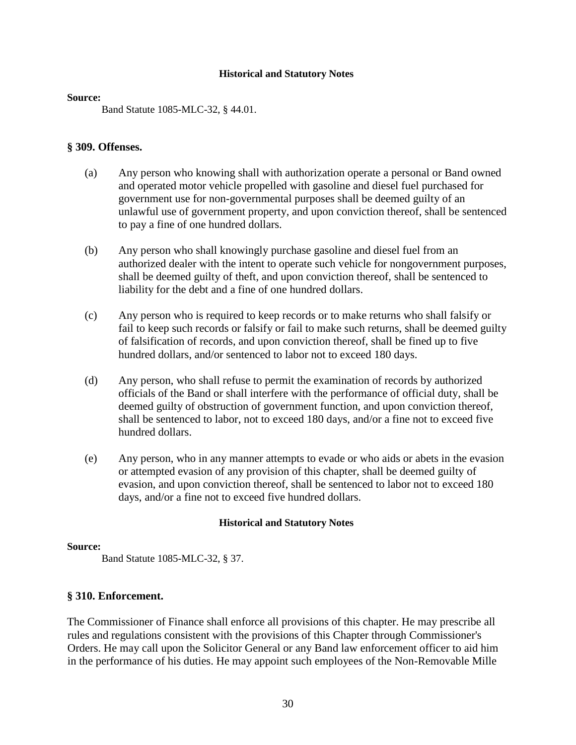#### Historical and Statutory Notes

**Source:**

Band Statute 1085-MLC-32, § 44.01.

### § 309. Offenses.

(a) Any person who knowing shall with authorization operate a personal or Band owned and operated motor vehicle propelled with gasoline and diesel fuel purchased for government use for non-governmental purposes shall be deemed guilty of an unlawful use of government property, and upon conviction thereof, shall be sentenced to pay a fine of one hundred dollars.

(b) Any person who shall knowingly purchase gasoline and diesel fuel from an authorized dealer with the intent to operate such vehicle for nongovernment purposes, shall be deemed guilty of theft, and upon conviction thereof, shall be sentenced to liability for the debt and a fine of one hundred dollars.

(c) Any person who is required to keep records or to make returns who shall falsify or fail to keep such records or falsify or fail to make such returns, shall be deemed guilty of falsification of records, and upon conviction thereof, shall be fined up to five hundred dollars, and/or sentenced to labor not to exceed 180 days.

(d) Any person, who shall refuse to permit the examination of records by authorized officials of the Band or shall interfere with the performance of official duty, shall be deemed guilty of obstruction of government function, and upon conviction thereof, shall be sentenced to labor, not to exceed 180 days, and/or a fine not to exceed five hundred dollars.

(e) Any person, who in any manner attempts to evade or who aids or abets in the evasion or attempted evasion of any provision of this chapter, shall be deemed guilty of evasion, and upon conviction thereof, shall be sentenced to labor not to exceed 180 days, and/or a fine not to exceed five hundred dollars.

#### Historical and Statutory Notes

**Source:**

Band Statute 1085-MLC-32, § 37.

### § 310. Enforcement.

The Commissioner of Finance shall enforce all provisions of this chapter. He may prescribe all rules and regulations consistent with the provisions of this Chapter through Commissioner's Orders. He may call upon the Solicitor General or any Band law enforcement officer to aid him in the performance of his duties. He may appoint such employees of the Non-Removable Mille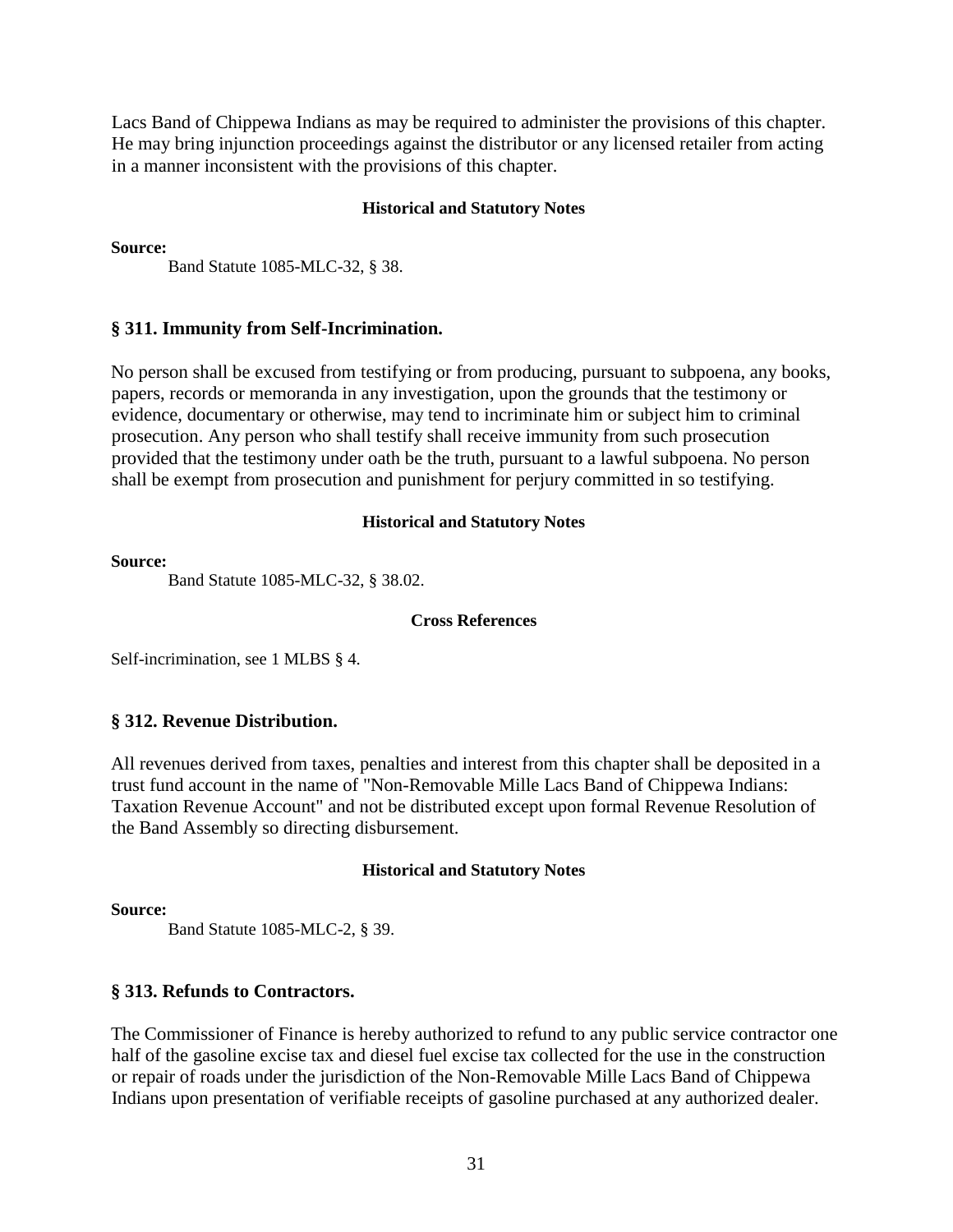Lacs Band of Chippewa Indians as may be required to administer the provisions of this chapter. He may bring injunction proceedings against the distributor or any licensed retailer from acting in a manner inconsistent with the provisions of this chapter.

#### Historical and Statutory Notes

**Source:**

Band Statute 1085-MLC-32, § 38.

### § 311. Immunity from Self-Incrimination.

No person shall be excused from testifying or from producing, pursuant to subpoena, any books, papers, records or memoranda in any investigation, upon the grounds that the testimony or evidence, documentary or otherwise, may tend to incriminate him or subject him to criminal prosecution. Any person who shall testify shall receive immunity from such prosecution provided that the testimony under oath be the truth, pursuant to a lawful subpoena. No person shall be exempt from prosecution and punishment for perjury committed in so testifying.

#### Historical and Statutory Notes

**Source:**

Band Statute 1085-MLC-32, § 38.02.

#### Cross References

Self-incrimination, see 1 MLBS § 4.

### § 312. Revenue Distribution.

All revenues derived from taxes, penalties and interest from this chapter shall be deposited in a trust fund account in the name of "Non-Removable Mille Lacs Band of Chippewa Indians: Taxation Revenue Account" and not be distributed except upon formal Revenue Resolution of the Band Assembly so directing disbursement.

#### Historical and Statutory Notes

**Source:**

Band Statute 1085-MLC-2, § 39.

### § 313. Refunds to Contractors.

The Commissioner of Finance is hereby authorized to refund to any public service contractor one half of the gasoline excise tax and diesel fuel excise tax collected for the use in the construction or repair of roads under the jurisdiction of the Non-Removable Mille Lacs Band of Chippewa Indians upon presentation of verifiable receipts of gasoline purchased at any authorized dealer.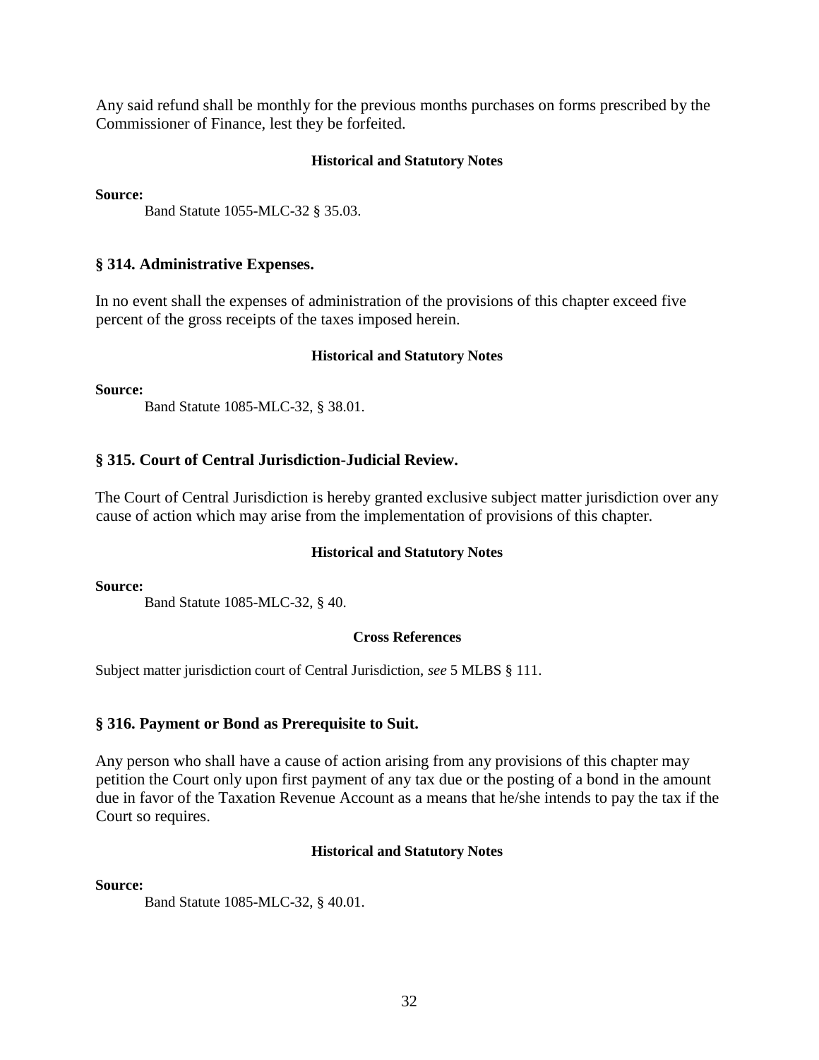Any said refund shall be monthly for the previous months purchases on forms prescribed by the Commissioner of Finance, lest they be forfeited.

#### Historical and Statutory Notes

**Source:**

Band Statute 1055-MLC-32 § 35.03.

### § 314. Administrative Expenses.

In no event shall the expenses of administration of the provisions of this chapter exceed five percent of the gross receipts of the taxes imposed herein.

#### Historical and Statutory Notes

**Source:**

Band Statute 1085-MLC-32, § 38.01.

### § 315. Court of Central Jurisdiction-Judicial Review.

The Court of Central Jurisdiction is hereby granted exclusive subject matter jurisdiction over any cause of action which may arise from the implementation of provisions of this chapter.

#### Historical and Statutory Notes

**Source:**

Band Statute 1085-MLC-32, § 40.

#### Cross References

Subject matter jurisdiction court of Central Jurisdiction, *see* 5 MLBS § 111.

### § 316. Payment or Bond as Prerequisite to Suit.

Any person who shall have a cause of action arising from any provisions of this chapter may petition the Court only upon first payment of any tax due or the posting of a bond in the amount due in favor of the Taxation Revenue Account as a means that he/she intends to pay the tax if the Court so requires.

#### Historical and Statutory Notes

**Source:**

Band Statute 1085-MLC-32, § 40.01.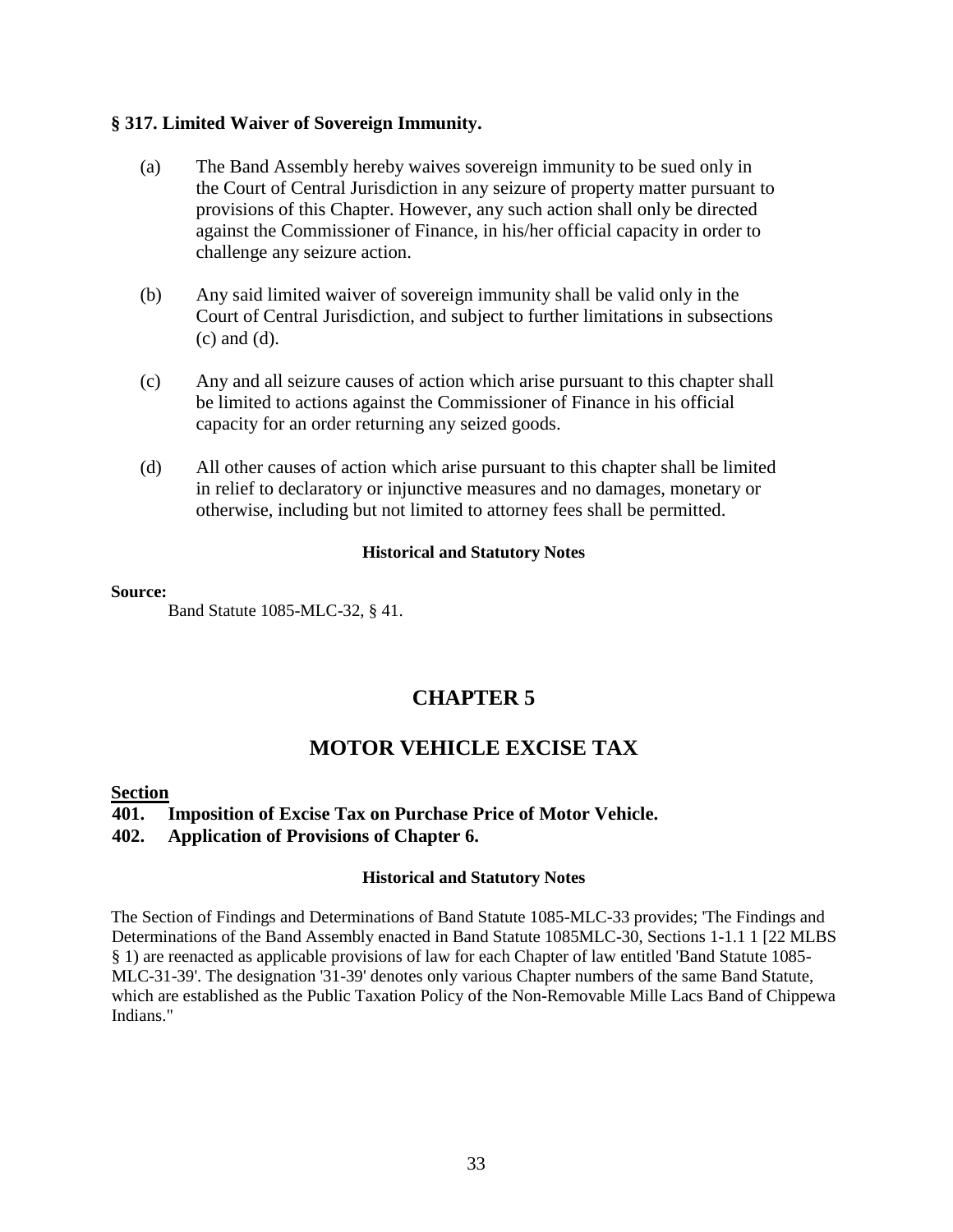### § 317. Limited Waiver of Sovereign Immunity.

(a) The Band Assembly hereby waives sovereign immunity to be sued only in the Court of Central Jurisdiction in any seizure of property matter pursuant to provisions of this Chapter. However, any such action shall only be directed against the Commissioner of Finance, in his/her official capacity in order to challenge any seizure action.

(b) Any said limited waiver of sovereign immunity shall be valid only in the Court of Central Jurisdiction, and subject to further limitations in subsections (c) and (d).

(c) Any and all seizure causes of action which arise pursuant to this chapter shall be limited to actions against the Commissioner of Finance in his official capacity for an order returning any seized goods.

(d) All other causes of action which arise pursuant to this chapter shall be limited in relief to declaratory or injunctive measures and no damages, monetary or otherwise, including but not limited to attorney fees shall be permitted.

**Historical and Statutory Notes**

**Source:**

Band Statute 1085-MLC-32, § 41.

# CHAPTER 5

# MOTOR VEHICLE EXCISE TAX

**Section**

**401. Imposition of Excise Tax on Purchase Price of Motor Vehicle.**

**402. Application of Provisions of Chapter 6.**

**Historical and Statutory Notes**

The Section of Findings and Determinations of Band Statute 1085-MLC-33 provides; 'The Findings and Determinations of the Band Assembly enacted in Band Statute 1085MLC-30, Sections 1-1.1 1 [22 MLBS § 1) are reenacted as applicable provisions of law for each Chapter of law entitled 'Band Statute 1085-MLC-31-39'. The designation '31-39' denotes only various Chapter numbers of the same Band Statute, which are established as the Public Taxation Policy of the Non-Removable Mille Lacs Band of Chippewa Indians."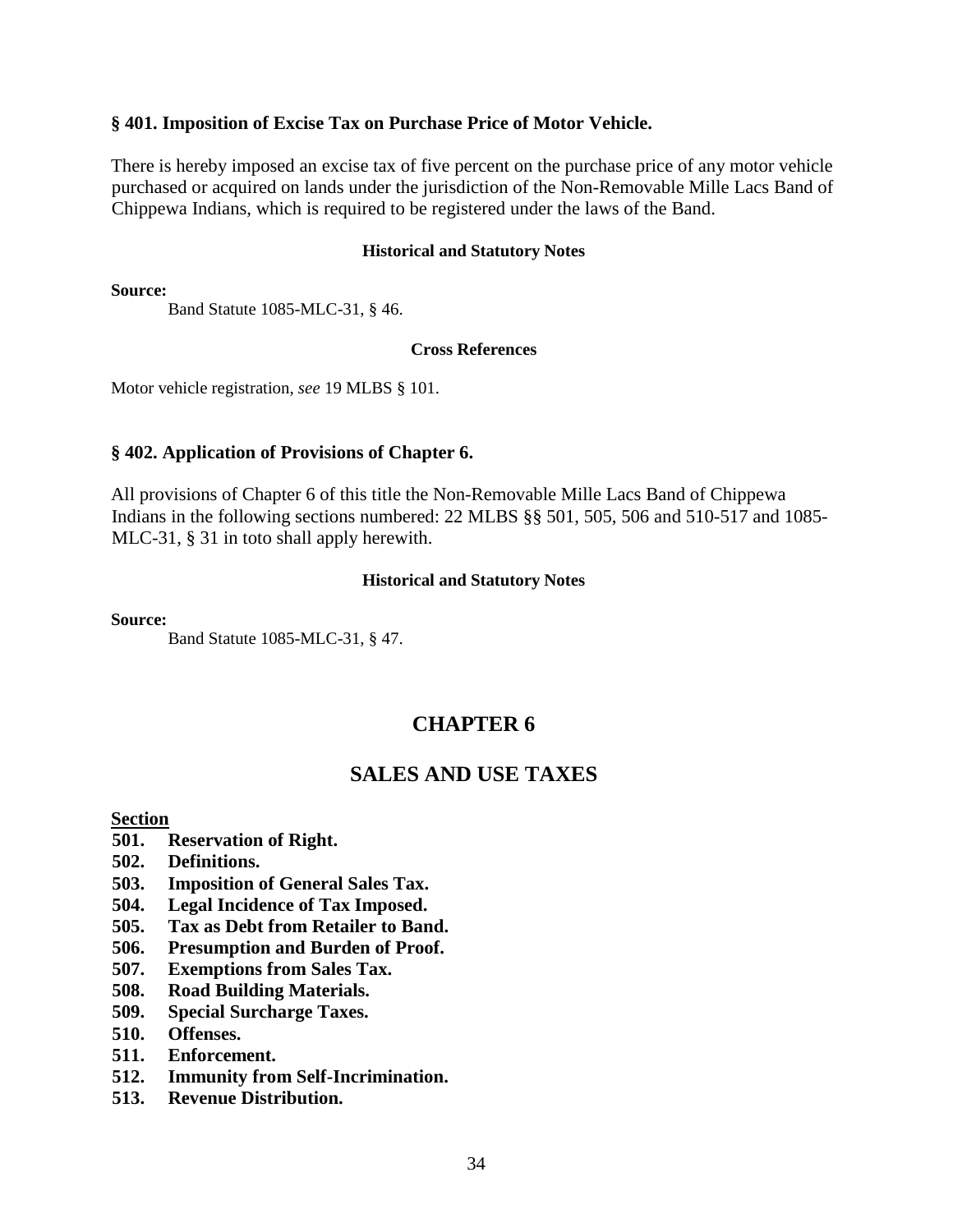### § 401. Imposition of Excise Tax on Purchase Price of Motor Vehicle.

There is hereby imposed an excise tax of five percent on the purchase price of any motor vehicle purchased or acquired on lands under the jurisdiction of the Non-Removable Mille Lacs Band of Chippewa Indians, which is required to be registered under the laws of the Band.

**Historical and Statutory Notes**

**Source:**

Band Statute 1085-MLC-31, § 46.

**Cross References**

Motor vehicle registration, *see* 19 MLBS § 101.

### § 402. Application of Provisions of Chapter 6.

All provisions of Chapter 6 of this title the Non-Removable Mille Lacs Band of Chippewa Indians in the following sections numbered: 22 MLBS §§ 501, 505, 506 and 510-517 and 1085-MLC-31, § 31 in toto shall apply herewith.

**Historical and Statutory Notes**

**Source:**

Band Statute 1085-MLC-31, § 47.

## CHAPTER 6

## SALES AND USE TAXES

**Section**

**501. Reservation of Right.**
**502. Definitions.**
**503. Imposition of General Sales Tax.**
**504. Legal Incidence of Tax Imposed.**
**505. Tax as Debt from Retailer to Band.**
**506. Presumption and Burden of Proof.**
**507. Exemptions from Sales Tax.**
**508. Road Building Materials.**
**509. Special Surcharge Taxes.**
**510. Offenses.**
**511. Enforcement.**
**512. Immunity from Self-Incrimination.**
**513. Revenue Distribution.**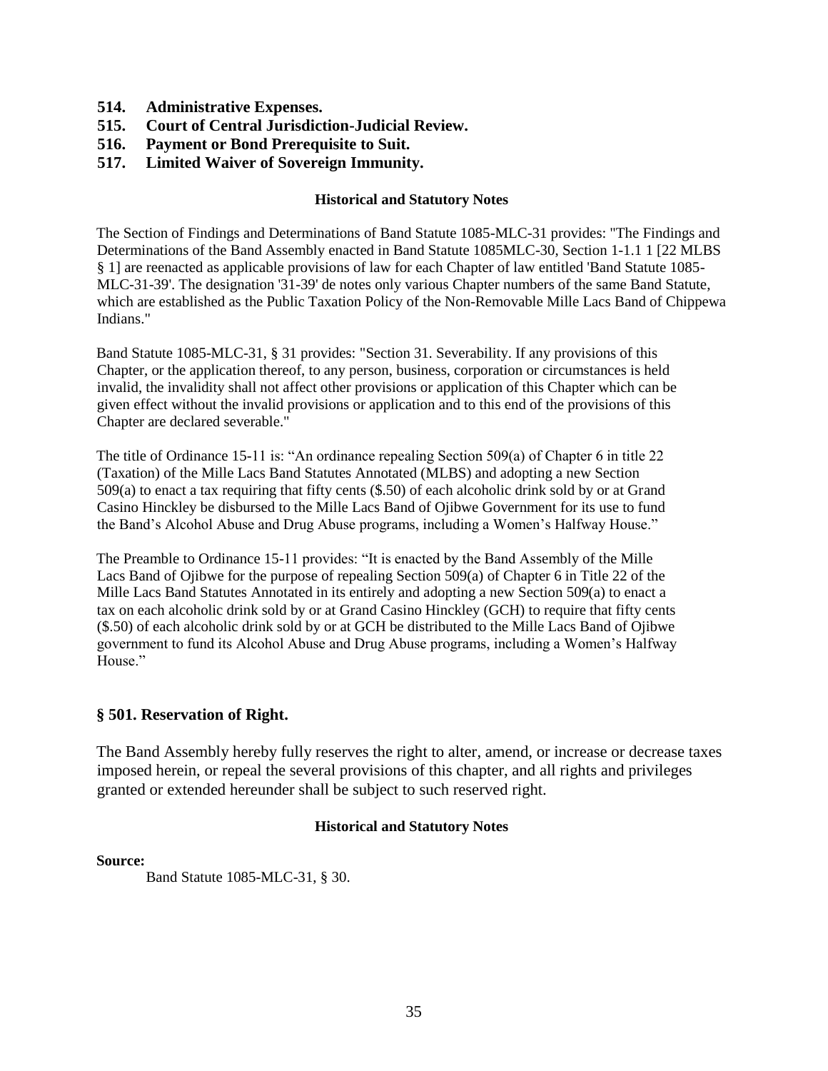**514. Administrative Expenses.**
**515. Court of Central Jurisdiction-Judicial Review.**
**516. Payment or Bond Prerequisite to Suit.**
**517. Limited Waiver of Sovereign Immunity.**

**Historical and Statutory Notes**

The Section of Findings and Determinations of Band Statute 1085-MLC-31 provides: "The Findings and Determinations of the Band Assembly enacted in Band Statute 1085MLC-30, Section 1-1.1 1 [22 MLBS § 1] are reenacted as applicable provisions of law for each Chapter of law entitled 'Band Statute 1085-MLC-31-39'. The designation '31-39' de notes only various Chapter numbers of the same Band Statute, which are established as the Public Taxation Policy of the Non-Removable Mille Lacs Band of Chippewa Indians."

Band Statute 1085-MLC-31, § 31 provides: "Section 31. Severability. If any provisions of this Chapter, or the application thereof, to any person, business, corporation or circumstances is held invalid, the invalidity shall not affect other provisions or application of this Chapter which can be given effect without the invalid provisions or application and to this end of the provisions of this Chapter are declared severable."

The title of Ordinance 15-11 is: "An ordinance repealing Section 509(a) of Chapter 6 in title 22 (Taxation) of the Mille Lacs Band Statutes Annotated (MLBS) and adopting a new Section 509(a) to enact a tax requiring that fifty cents ($.50) of each alcoholic drink sold by or at Grand Casino Hinckley be disbursed to the Mille Lacs Band of Ojibwe Government for its use to fund the Band's Alcohol Abuse and Drug Abuse programs, including a Women's Halfway House."

The Preamble to Ordinance 15-11 provides: "It is enacted by the Band Assembly of the Mille Lacs Band of Ojibwe for the purpose of repealing Section 509(a) of Chapter 6 in Title 22 of the Mille Lacs Band Statutes Annotated in its entirely and adopting a new Section 509(a) to enact a tax on each alcoholic drink sold by or at Grand Casino Hinckley (GCH) to require that fifty cents ($.50) of each alcoholic drink sold by or at GCH be distributed to the Mille Lacs Band of Ojibwe government to fund its Alcohol Abuse and Drug Abuse programs, including a Women's Halfway House."

## § 501. Reservation of Right.

The Band Assembly hereby fully reserves the right to alter, amend, or increase or decrease taxes imposed herein, or repeal the several provisions of this chapter, and all rights and privileges granted or extended hereunder shall be subject to such reserved right.

**Historical and Statutory Notes**

**Source:**

Band Statute 1085-MLC-31, § 30.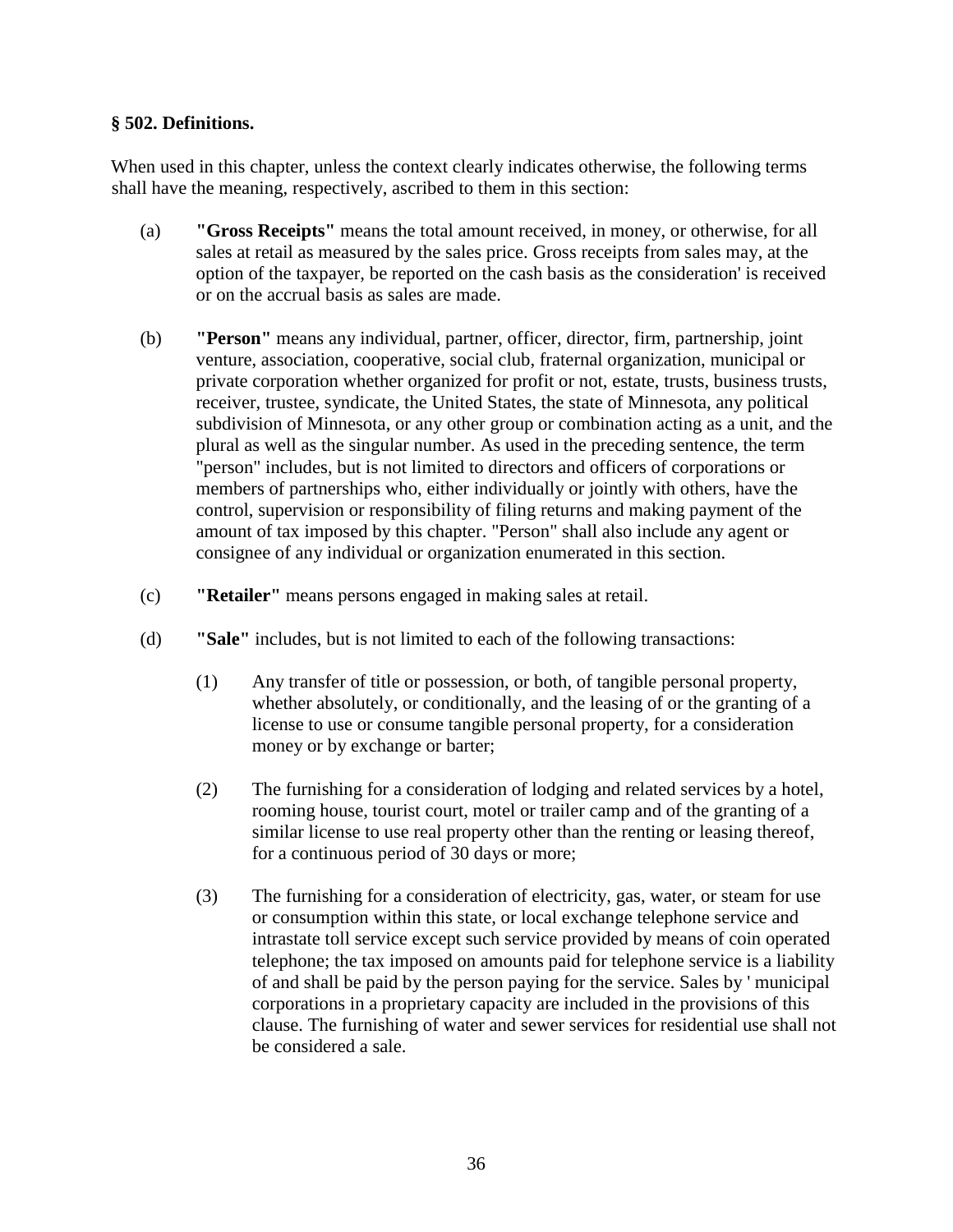**§ 502. Definitions.**

When used in this chapter, unless the context clearly indicates otherwise, the following terms shall have the meaning, respectively, ascribed to them in this section:

(a) **"Gross Receipts"** means the total amount received, in money, or otherwise, for all sales at retail as measured by the sales price. Gross receipts from sales may, at the option of the taxpayer, be reported on the cash basis as the consideration' is received or on the accrual basis as sales are made.

(b) **"Person"** means any individual, partner, officer, director, firm, partnership, joint venture, association, cooperative, social club, fraternal organization, municipal or private corporation whether organized for profit or not, estate, trusts, business trusts, receiver, trustee, syndicate, the United States, the state of Minnesota, any political subdivision of Minnesota, or any other group or combination acting as a unit, and the plural as well as the singular number. As used in the preceding sentence, the term "person" includes, but is not limited to directors and officers of corporations or members of partnerships who, either individually or jointly with others, have the control, supervision or responsibility of filing returns and making payment of the amount of tax imposed by this chapter. "Person" shall also include any agent or consignee of any individual or organization enumerated in this section.

(c) **"Retailer"** means persons engaged in making sales at retail.

(d) **"Sale"** includes, but is not limited to each of the following transactions:

(1) Any transfer of title or possession, or both, of tangible personal property, whether absolutely, or conditionally, and the leasing of or the granting of a license to use or consume tangible personal property, for a consideration money or by exchange or barter;

(2) The furnishing for a consideration of lodging and related services by a hotel, rooming house, tourist court, motel or trailer camp and of the granting of a similar license to use real property other than the renting or leasing thereof, for a continuous period of 30 days or more;

(3) The furnishing for a consideration of electricity, gas, water, or steam for use or consumption within this state, or local exchange telephone service and intrastate toll service except such service provided by means of coin operated telephone; the tax imposed on amounts paid for telephone service is a liability of and shall be paid by the person paying for the service. Sales by ' municipal corporations in a proprietary capacity are included in the provisions of this clause. The furnishing of water and sewer services for residential use shall not be considered a sale.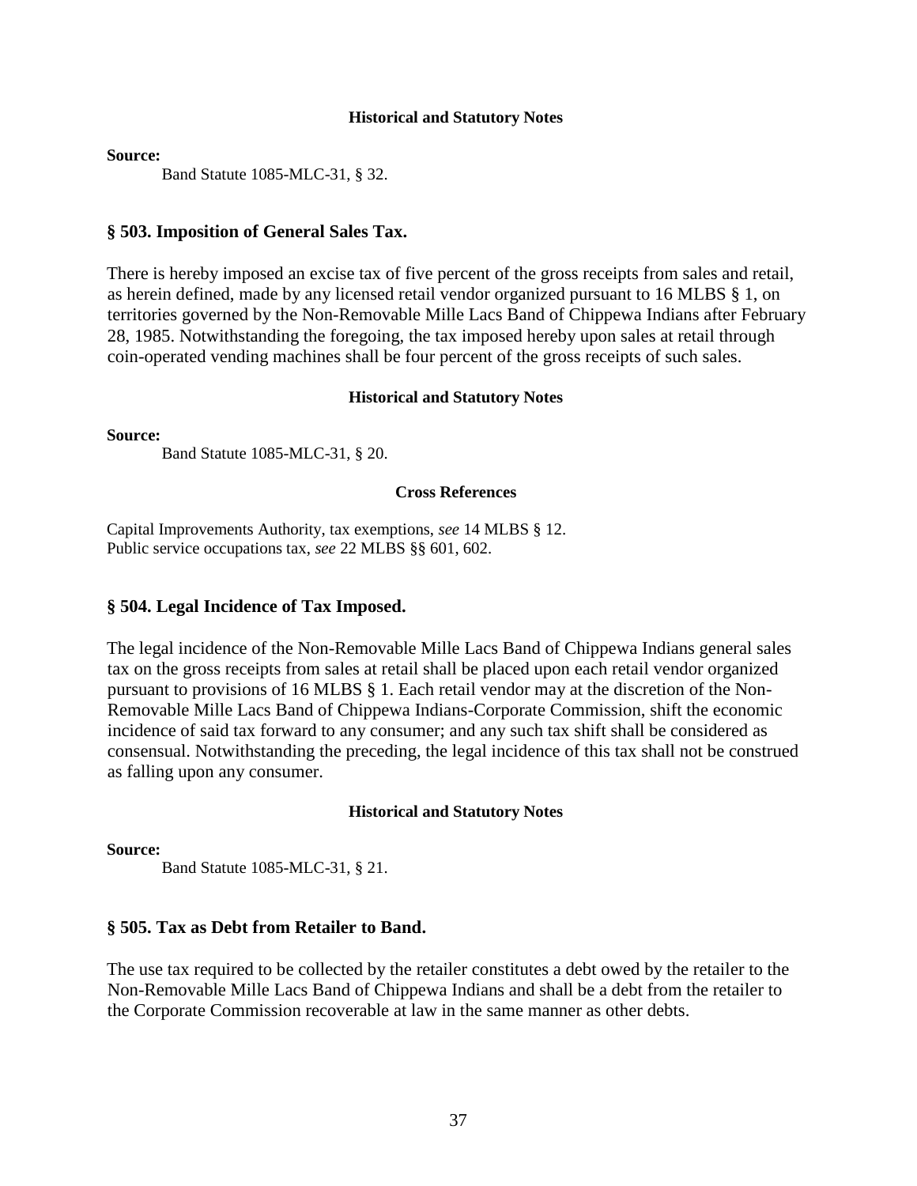#### Historical and Statutory Notes

**Source:**

Band Statute 1085-MLC-31, § 32.

## § 503. Imposition of General Sales Tax.

There is hereby imposed an excise tax of five percent of the gross receipts from sales and retail, as herein defined, made by any licensed retail vendor organized pursuant to 16 MLBS § 1, on territories governed by the Non-Removable Mille Lacs Band of Chippewa Indians after February 28, 1985. Notwithstanding the foregoing, the tax imposed hereby upon sales at retail through coin-operated vending machines shall be four percent of the gross receipts of such sales.

#### Historical and Statutory Notes

**Source:**

Band Statute 1085-MLC-31, § 20.

#### Cross References

Capital Improvements Authority, tax exemptions, *see* 14 MLBS § 12.
Public service occupations tax, *see* 22 MLBS §§ 601, 602.

## § 504. Legal Incidence of Tax Imposed.

The legal incidence of the Non-Removable Mille Lacs Band of Chippewa Indians general sales tax on the gross receipts from sales at retail shall be placed upon each retail vendor organized pursuant to provisions of 16 MLBS § 1. Each retail vendor may at the discretion of the Non-Removable Mille Lacs Band of Chippewa Indians-Corporate Commission, shift the economic incidence of said tax forward to any consumer; and any such tax shift shall be considered as consensual. Notwithstanding the preceding, the legal incidence of this tax shall not be construed as falling upon any consumer.

#### Historical and Statutory Notes

**Source:**

Band Statute 1085-MLC-31, § 21.

## § 505. Tax as Debt from Retailer to Band.

The use tax required to be collected by the retailer constitutes a debt owed by the retailer to the Non-Removable Mille Lacs Band of Chippewa Indians and shall be a debt from the retailer to the Corporate Commission recoverable at law in the same manner as other debts.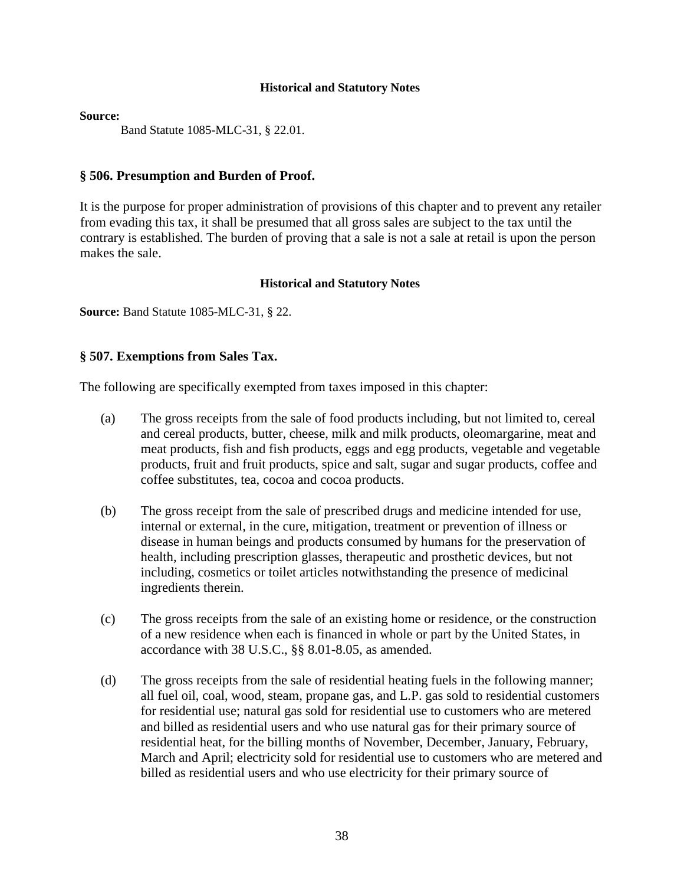#### Historical and Statutory Notes

**Source:**
Band Statute 1085-MLC-31, § 22.01.

### § 506. Presumption and Burden of Proof.

It is the purpose for proper administration of provisions of this chapter and to prevent any retailer from evading this tax, it shall be presumed that all gross sales are subject to the tax until the contrary is established. The burden of proving that a sale is not a sale at retail is upon the person makes the sale.

#### Historical and Statutory Notes

**Source:** Band Statute 1085-MLC-31, § 22.

### § 507. Exemptions from Sales Tax.

The following are specifically exempted from taxes imposed in this chapter:

(a) The gross receipts from the sale of food products including, but not limited to, cereal and cereal products, butter, cheese, milk and milk products, oleomargarine, meat and meat products, fish and fish products, eggs and egg products, vegetable and vegetable products, fruit and fruit products, spice and salt, sugar and sugar products, coffee and coffee substitutes, tea, cocoa and cocoa products.

(b) The gross receipt from the sale of prescribed drugs and medicine intended for use, internal or external, in the cure, mitigation, treatment or prevention of illness or disease in human beings and products consumed by humans for the preservation of health, including prescription glasses, therapeutic and prosthetic devices, but not including, cosmetics or toilet articles notwithstanding the presence of medicinal ingredients therein.

(c) The gross receipts from the sale of an existing home or residence, or the construction of a new residence when each is financed in whole or part by the United States, in accordance with 38 U.S.C., §§ 8.01-8.05, as amended.

(d) The gross receipts from the sale of residential heating fuels in the following manner; all fuel oil, coal, wood, steam, propane gas, and L.P. gas sold to residential customers for residential use; natural gas sold for residential use to customers who are metered and billed as residential users and who use natural gas for their primary source of residential heat, for the billing months of November, December, January, February, March and April; electricity sold for residential use to customers who are metered and billed as residential users and who use electricity for their primary source of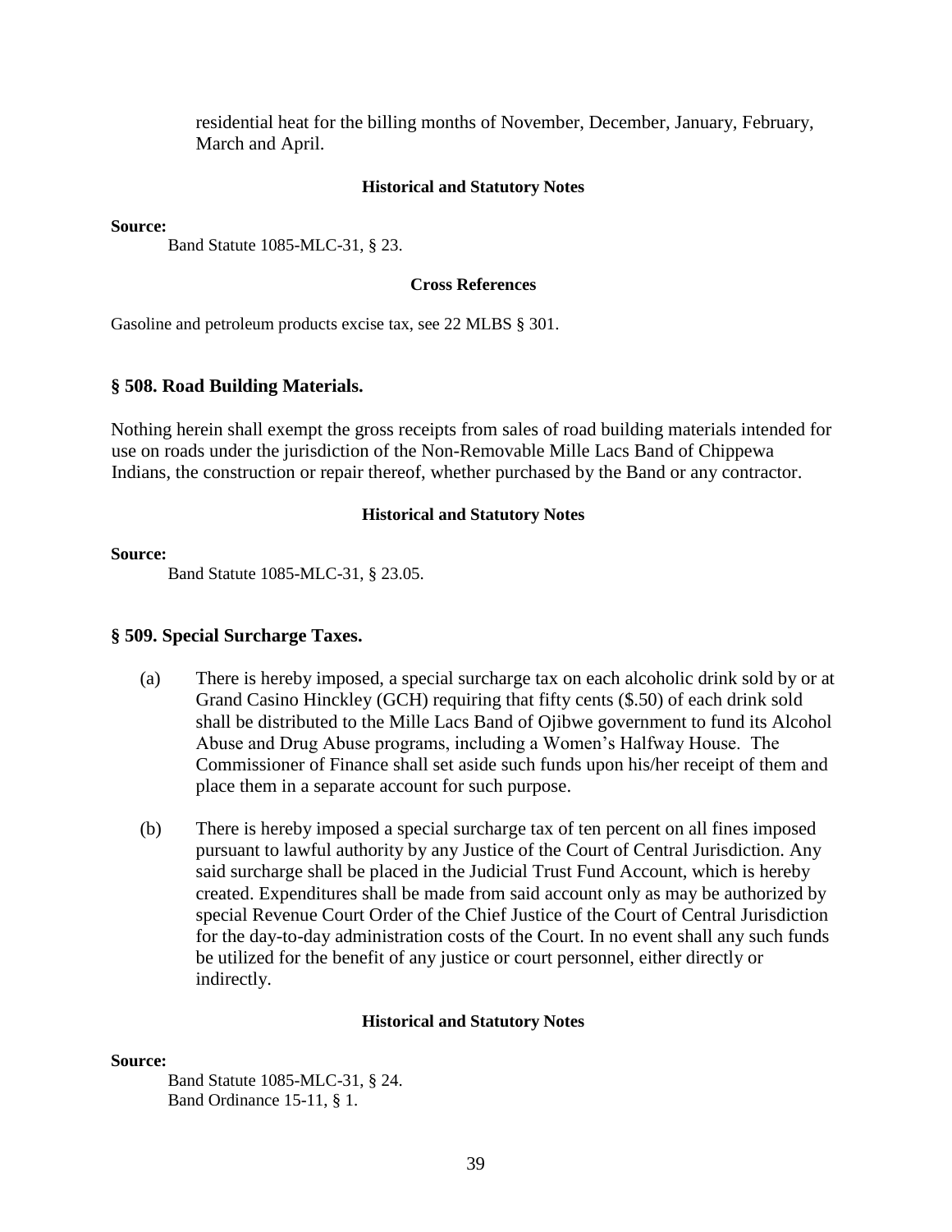residential heat for the billing months of November, December, January, February, March and April.

**Historical and Statutory Notes**

**Source:**

Band Statute 1085-MLC-31, § 23.

**Cross References**

Gasoline and petroleum products excise tax, see 22 MLBS § 301.

## § 508. Road Building Materials.

Nothing herein shall exempt the gross receipts from sales of road building materials intended for use on roads under the jurisdiction of the Non-Removable Mille Lacs Band of Chippewa Indians, the construction or repair thereof, whether purchased by the Band or any contractor.

**Historical and Statutory Notes**

**Source:**

Band Statute 1085-MLC-31, § 23.05.

## § 509. Special Surcharge Taxes.

(a) There is hereby imposed, a special surcharge tax on each alcoholic drink sold by or at Grand Casino Hinckley (GCH) requiring that fifty cents ($.50) of each drink sold shall be distributed to the Mille Lacs Band of Ojibwe government to fund its Alcohol Abuse and Drug Abuse programs, including a Women's Halfway House. The Commissioner of Finance shall set aside such funds upon his/her receipt of them and place them in a separate account for such purpose.

(b) There is hereby imposed a special surcharge tax of ten percent on all fines imposed pursuant to lawful authority by any Justice of the Court of Central Jurisdiction. Any said surcharge shall be placed in the Judicial Trust Fund Account, which is hereby created. Expenditures shall be made from said account only as may be authorized by special Revenue Court Order of the Chief Justice of the Court of Central Jurisdiction for the day-to-day administration costs of the Court. In no event shall any such funds be utilized for the benefit of any justice or court personnel, either directly or indirectly.

**Historical and Statutory Notes**

**Source:**

Band Statute 1085-MLC-31, § 24.
Band Ordinance 15-11, § 1.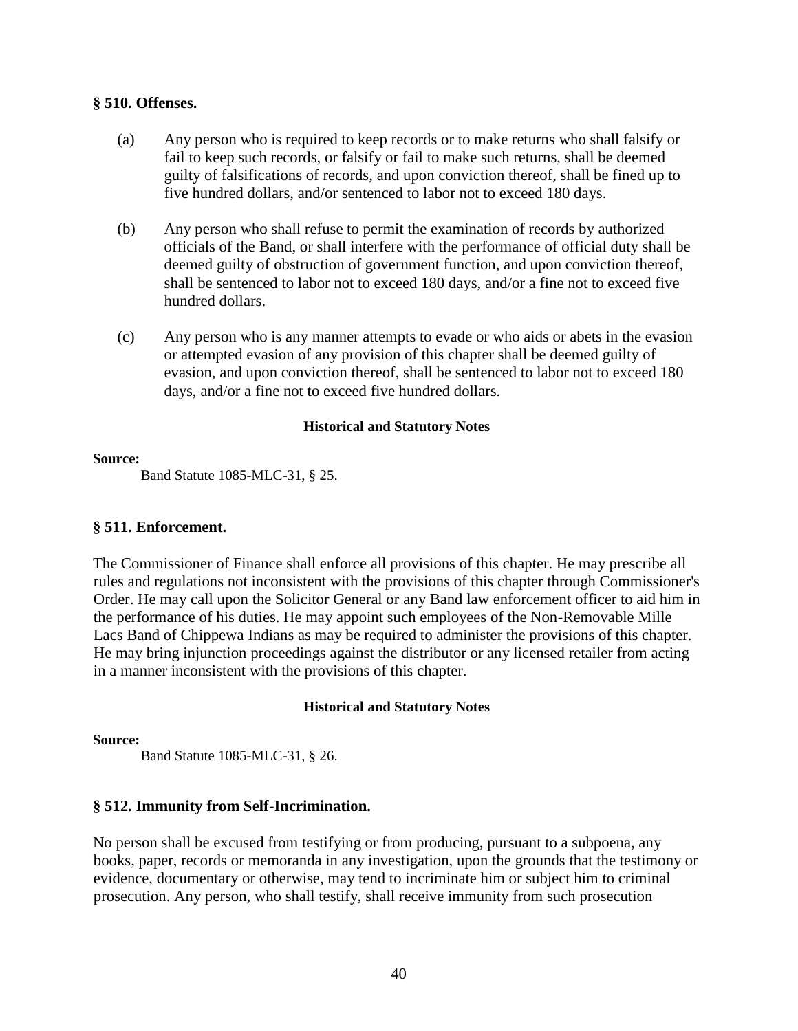### § 510. Offenses.

(a) Any person who is required to keep records or to make returns who shall falsify or fail to keep such records, or falsify or fail to make such returns, shall be deemed guilty of falsifications of records, and upon conviction thereof, shall be fined up to five hundred dollars, and/or sentenced to labor not to exceed 180 days.

(b) Any person who shall refuse to permit the examination of records by authorized officials of the Band, or shall interfere with the performance of official duty shall be deemed guilty of obstruction of government function, and upon conviction thereof, shall be sentenced to labor not to exceed 180 days, and/or a fine not to exceed five hundred dollars.

(c) Any person who is any manner attempts to evade or who aids or abets in the evasion or attempted evasion of any provision of this chapter shall be deemed guilty of evasion, and upon conviction thereof, shall be sentenced to labor not to exceed 180 days, and/or a fine not to exceed five hundred dollars.

**Historical and Statutory Notes**

**Source:**

Band Statute 1085-MLC-31, § 25.

### § 511. Enforcement.

The Commissioner of Finance shall enforce all provisions of this chapter. He may prescribe all rules and regulations not inconsistent with the provisions of this chapter through Commissioner's Order. He may call upon the Solicitor General or any Band law enforcement officer to aid him in the performance of his duties. He may appoint such employees of the Non-Removable Mille Lacs Band of Chippewa Indians as may be required to administer the provisions of this chapter. He may bring injunction proceedings against the distributor or any licensed retailer from acting in a manner inconsistent with the provisions of this chapter.

**Historical and Statutory Notes**

**Source:**

Band Statute 1085-MLC-31, § 26.

### § 512. Immunity from Self-Incrimination.

No person shall be excused from testifying or from producing, pursuant to a subpoena, any books, paper, records or memoranda in any investigation, upon the grounds that the testimony or evidence, documentary or otherwise, may tend to incriminate him or subject him to criminal prosecution. Any person, who shall testify, shall receive immunity from such prosecution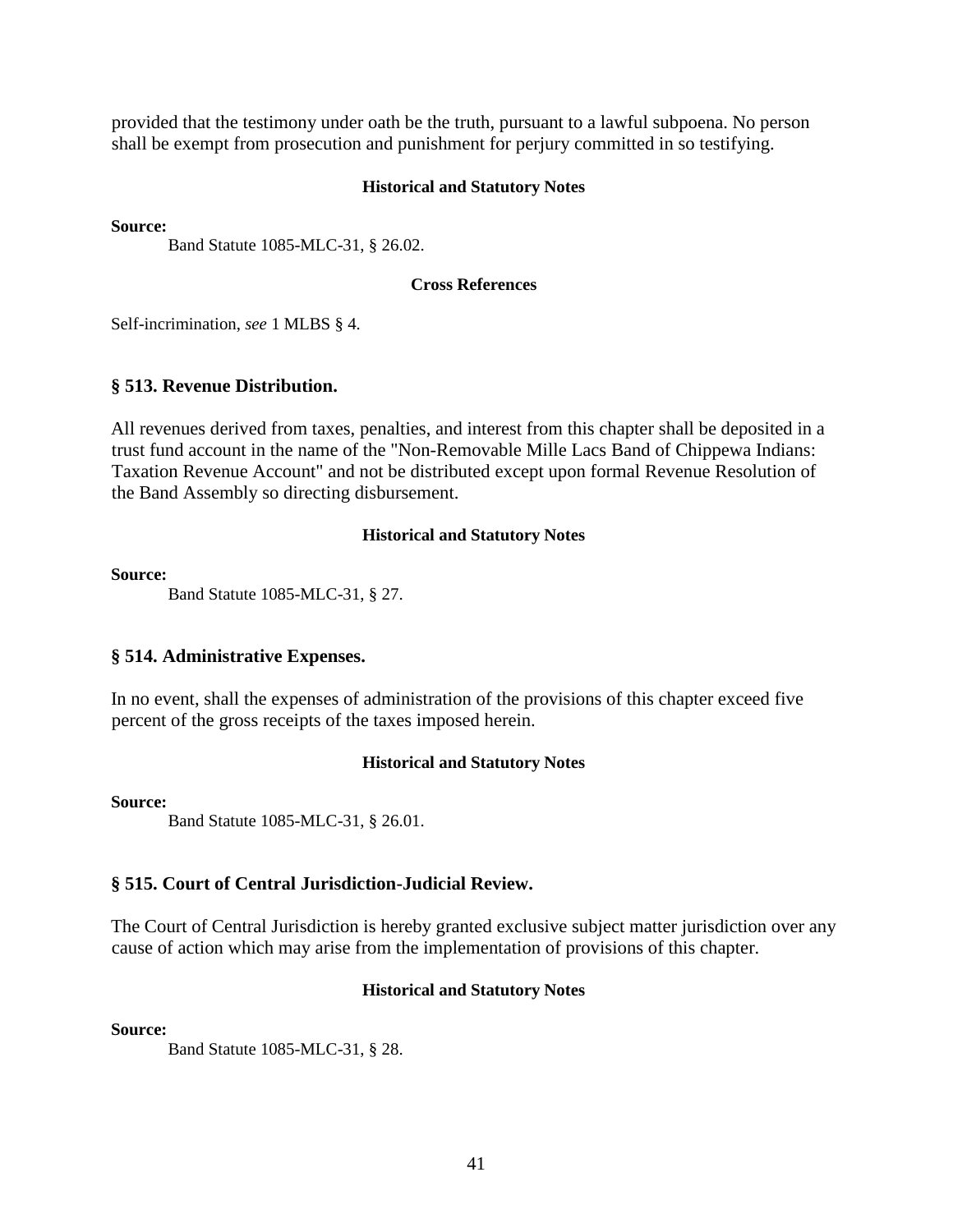provided that the testimony under oath be the truth, pursuant to a lawful subpoena. No person shall be exempt from prosecution and punishment for perjury committed in so testifying.

#### Historical and Statutory Notes

**Source:**

Band Statute 1085-MLC-31, § 26.02.

#### Cross References

Self-incrimination, *see* 1 MLBS § 4.

### § 513. Revenue Distribution.

All revenues derived from taxes, penalties, and interest from this chapter shall be deposited in a trust fund account in the name of the "Non-Removable Mille Lacs Band of Chippewa Indians: Taxation Revenue Account" and not be distributed except upon formal Revenue Resolution of the Band Assembly so directing disbursement.

#### Historical and Statutory Notes

**Source:**

Band Statute 1085-MLC-31, § 27.

### § 514. Administrative Expenses.

In no event, shall the expenses of administration of the provisions of this chapter exceed five percent of the gross receipts of the taxes imposed herein.

#### Historical and Statutory Notes

**Source:**

Band Statute 1085-MLC-31, § 26.01.

### § 515. Court of Central Jurisdiction-Judicial Review.

The Court of Central Jurisdiction is hereby granted exclusive subject matter jurisdiction over any cause of action which may arise from the implementation of provisions of this chapter.

#### Historical and Statutory Notes

**Source:**

Band Statute 1085-MLC-31, § 28.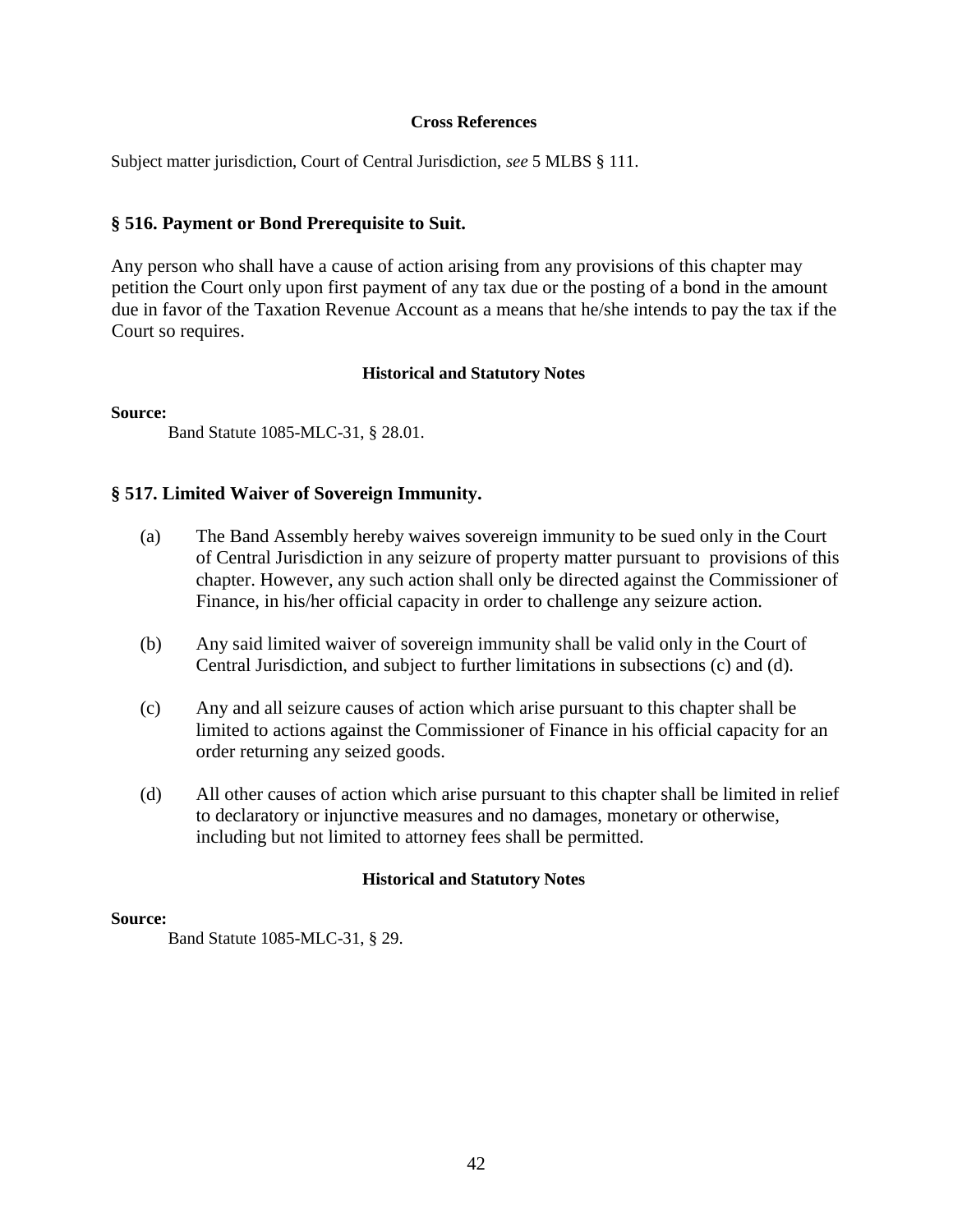#### Cross References

Subject matter jurisdiction, Court of Central Jurisdiction, *see* 5 MLBS § 111.

### § 516. Payment or Bond Prerequisite to Suit.

Any person who shall have a cause of action arising from any provisions of this chapter may petition the Court only upon first payment of any tax due or the posting of a bond in the amount due in favor of the Taxation Revenue Account as a means that he/she intends to pay the tax if the Court so requires.

#### Historical and Statutory Notes

**Source:**

Band Statute 1085-MLC-31, § 28.01.

### § 517. Limited Waiver of Sovereign Immunity.

(a) The Band Assembly hereby waives sovereign immunity to be sued only in the Court of Central Jurisdiction in any seizure of property matter pursuant to provisions of this chapter. However, any such action shall only be directed against the Commissioner of Finance, in his/her official capacity in order to challenge any seizure action.

(b) Any said limited waiver of sovereign immunity shall be valid only in the Court of Central Jurisdiction, and subject to further limitations in subsections (c) and (d).

(c) Any and all seizure causes of action which arise pursuant to this chapter shall be limited to actions against the Commissioner of Finance in his official capacity for an order returning any seized goods.

(d) All other causes of action which arise pursuant to this chapter shall be limited in relief to declaratory or injunctive measures and no damages, monetary or otherwise, including but not limited to attorney fees shall be permitted.

#### Historical and Statutory Notes

**Source:**

Band Statute 1085-MLC-31, § 29.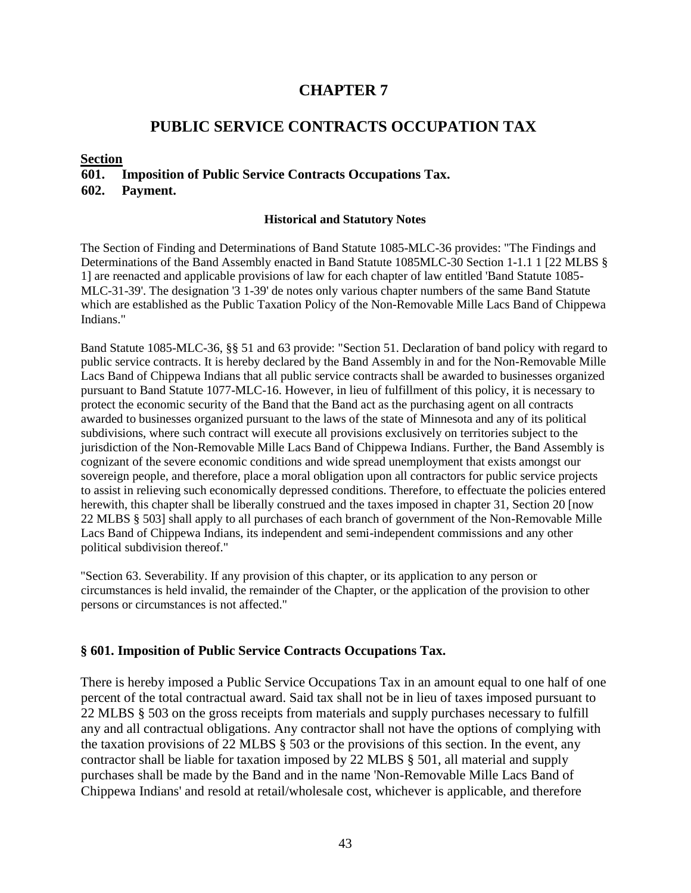# CHAPTER 7

## PUBLIC SERVICE CONTRACTS OCCUPATION TAX

**Section**

**601. Imposition of Public Service Contracts Occupations Tax.**

**602. Payment.**

#### Historical and Statutory Notes

The Section of Finding and Determinations of Band Statute 1085-MLC-36 provides: "The Findings and Determinations of the Band Assembly enacted in Band Statute 1085MLC-30 Section 1-1.1 1 [22 MLBS § 1] are reenacted and applicable provisions of law for each chapter of law entitled 'Band Statute 1085-MLC-31-39'. The designation '3 1-39' de notes only various chapter numbers of the same Band Statute which are established as the Public Taxation Policy of the Non-Removable Mille Lacs Band of Chippewa Indians."

Band Statute 1085-MLC-36, §§ 51 and 63 provide: "Section 51. Declaration of band policy with regard to public service contracts. It is hereby declared by the Band Assembly in and for the Non-Removable Mille Lacs Band of Chippewa Indians that all public service contracts shall be awarded to businesses organized pursuant to Band Statute 1077-MLC-16. However, in lieu of fulfillment of this policy, it is necessary to protect the economic security of the Band that the Band act as the purchasing agent on all contracts awarded to businesses organized pursuant to the laws of the state of Minnesota and any of its political subdivisions, where such contract will execute all provisions exclusively on territories subject to the jurisdiction of the Non-Removable Mille Lacs Band of Chippewa Indians. Further, the Band Assembly is cognizant of the severe economic conditions and wide spread unemployment that exists amongst our sovereign people, and therefore, place a moral obligation upon all contractors for public service projects to assist in relieving such economically depressed conditions. Therefore, to effectuate the policies entered herewith, this chapter shall be liberally construed and the taxes imposed in chapter 31, Section 20 [now 22 MLBS § 503] shall apply to all purchases of each branch of government of the Non-Removable Mille Lacs Band of Chippewa Indians, its independent and semi-independent commissions and any other political subdivision thereof."

"Section 63. Severability. If any provision of this chapter, or its application to any person or circumstances is held invalid, the remainder of the Chapter, or the application of the provision to other persons or circumstances is not affected."

### § 601. Imposition of Public Service Contracts Occupations Tax.

There is hereby imposed a Public Service Occupations Tax in an amount equal to one half of one percent of the total contractual award. Said tax shall not be in lieu of taxes imposed pursuant to 22 MLBS § 503 on the gross receipts from materials and supply purchases necessary to fulfill any and all contractual obligations. Any contractor shall not have the options of complying with the taxation provisions of 22 MLBS § 503 or the provisions of this section. In the event, any contractor shall be liable for taxation imposed by 22 MLBS § 501, all material and supply purchases shall be made by the Band and in the name 'Non-Removable Mille Lacs Band of Chippewa Indians' and resold at retail/wholesale cost, whichever is applicable, and therefore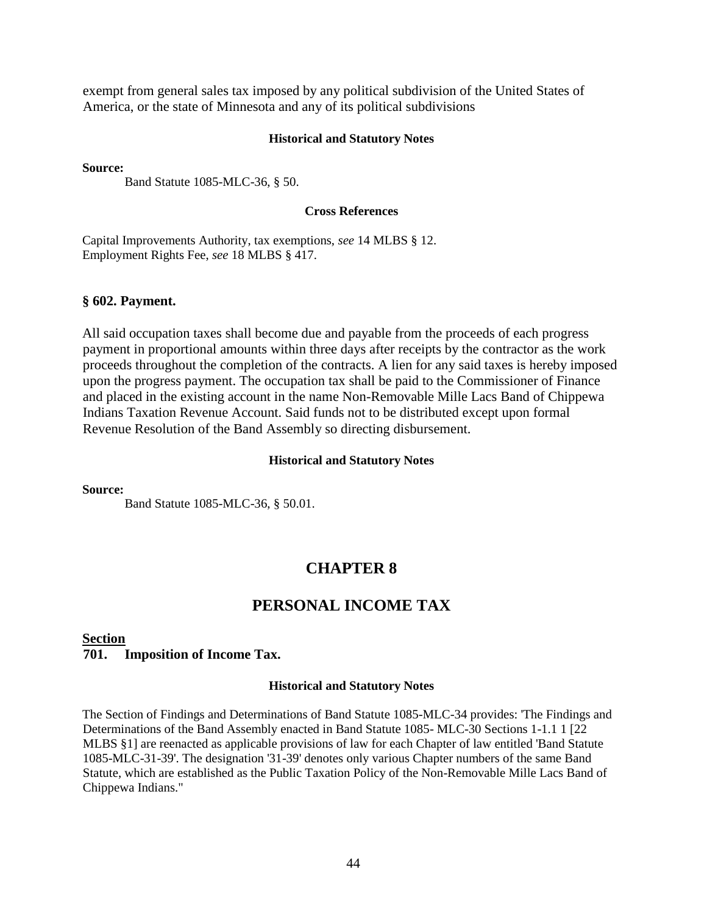exempt from general sales tax imposed by any political subdivision of the United States of America, or the state of Minnesota and any of its political subdivisions

#### Historical and Statutory Notes

**Source:**

Band Statute 1085-MLC-36, § 50.

#### Cross References

Capital Improvements Authority, tax exemptions, *see* 14 MLBS § 12.
Employment Rights Fee, *see* 18 MLBS § 417.

### § 602. Payment.

All said occupation taxes shall become due and payable from the proceeds of each progress payment in proportional amounts within three days after receipts by the contractor as the work proceeds throughout the completion of the contracts. A lien for any said taxes is hereby imposed upon the progress payment. The occupation tax shall be paid to the Commissioner of Finance and placed in the existing account in the name Non-Removable Mille Lacs Band of Chippewa Indians Taxation Revenue Account. Said funds not to be distributed except upon formal Revenue Resolution of the Band Assembly so directing disbursement.

#### Historical and Statutory Notes

**Source:**

Band Statute 1085-MLC-36, § 50.01.

## CHAPTER 8

## PERSONAL INCOME TAX

**Section**
**701. Imposition of Income Tax.**

#### Historical and Statutory Notes

The Section of Findings and Determinations of Band Statute 1085-MLC-34 provides: 'The Findings and Determinations of the Band Assembly enacted in Band Statute 1085- MLC-30 Sections 1-1.1 1 [22 MLBS §1] are reenacted as applicable provisions of law for each Chapter of law entitled 'Band Statute 1085-MLC-31-39'. The designation '31-39' denotes only various Chapter numbers of the same Band Statute, which are established as the Public Taxation Policy of the Non-Removable Mille Lacs Band of Chippewa Indians."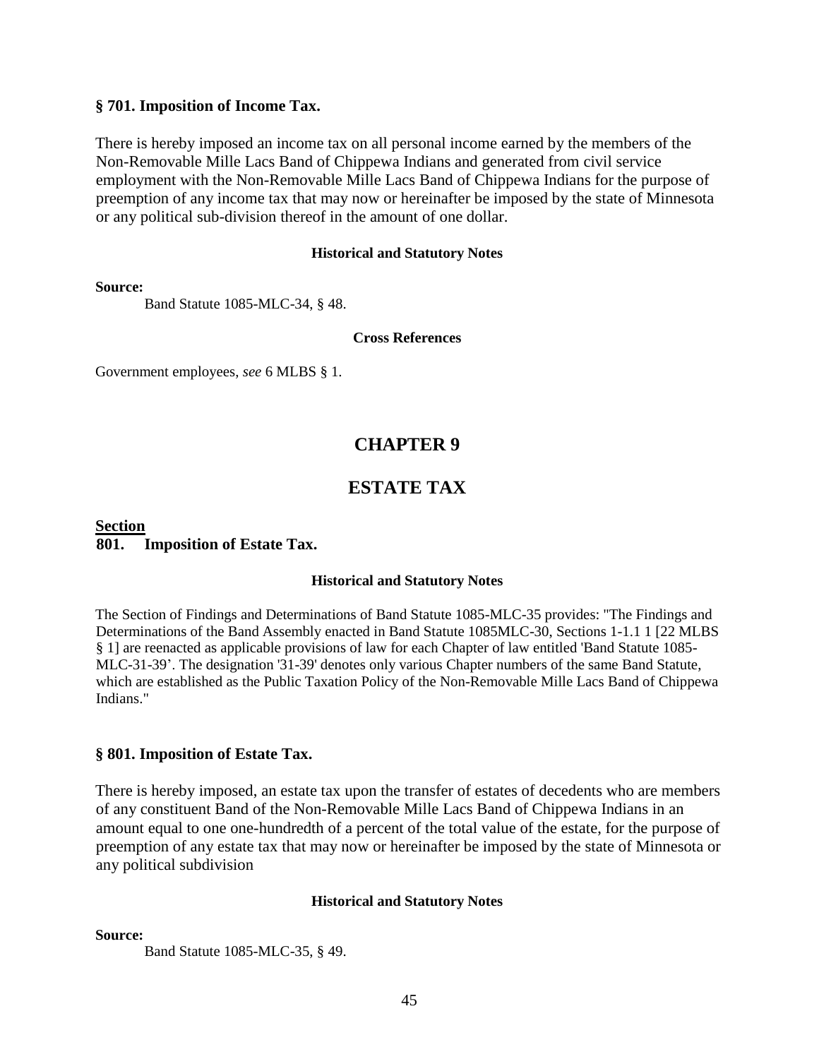### § 701. Imposition of Income Tax.

There is hereby imposed an income tax on all personal income earned by the members of the Non-Removable Mille Lacs Band of Chippewa Indians and generated from civil service employment with the Non-Removable Mille Lacs Band of Chippewa Indians for the purpose of preemption of any income tax that may now or hereinafter be imposed by the state of Minnesota or any political sub-division thereof in the amount of one dollar.

**Historical and Statutory Notes**

**Source:**

Band Statute 1085-MLC-34, § 48.

**Cross References**

Government employees, *see* 6 MLBS § 1.

# CHAPTER 9

# ESTATE TAX

**Section**
**801. Imposition of Estate Tax.**

**Historical and Statutory Notes**

The Section of Findings and Determinations of Band Statute 1085-MLC-35 provides: "The Findings and Determinations of the Band Assembly enacted in Band Statute 1085MLC-30, Sections 1-1.1 1 [22 MLBS § 1] are reenacted as applicable provisions of law for each Chapter of law entitled 'Band Statute 1085-MLC-31-39'. The designation '31-39' denotes only various Chapter numbers of the same Band Statute, which are established as the Public Taxation Policy of the Non-Removable Mille Lacs Band of Chippewa Indians."

### § 801. Imposition of Estate Tax.

There is hereby imposed, an estate tax upon the transfer of estates of decedents who are members of any constituent Band of the Non-Removable Mille Lacs Band of Chippewa Indians in an amount equal to one one-hundredth of a percent of the total value of the estate, for the purpose of preemption of any estate tax that may now or hereinafter be imposed by the state of Minnesota or any political subdivision

**Historical and Statutory Notes**

**Source:**

Band Statute 1085-MLC-35, § 49.